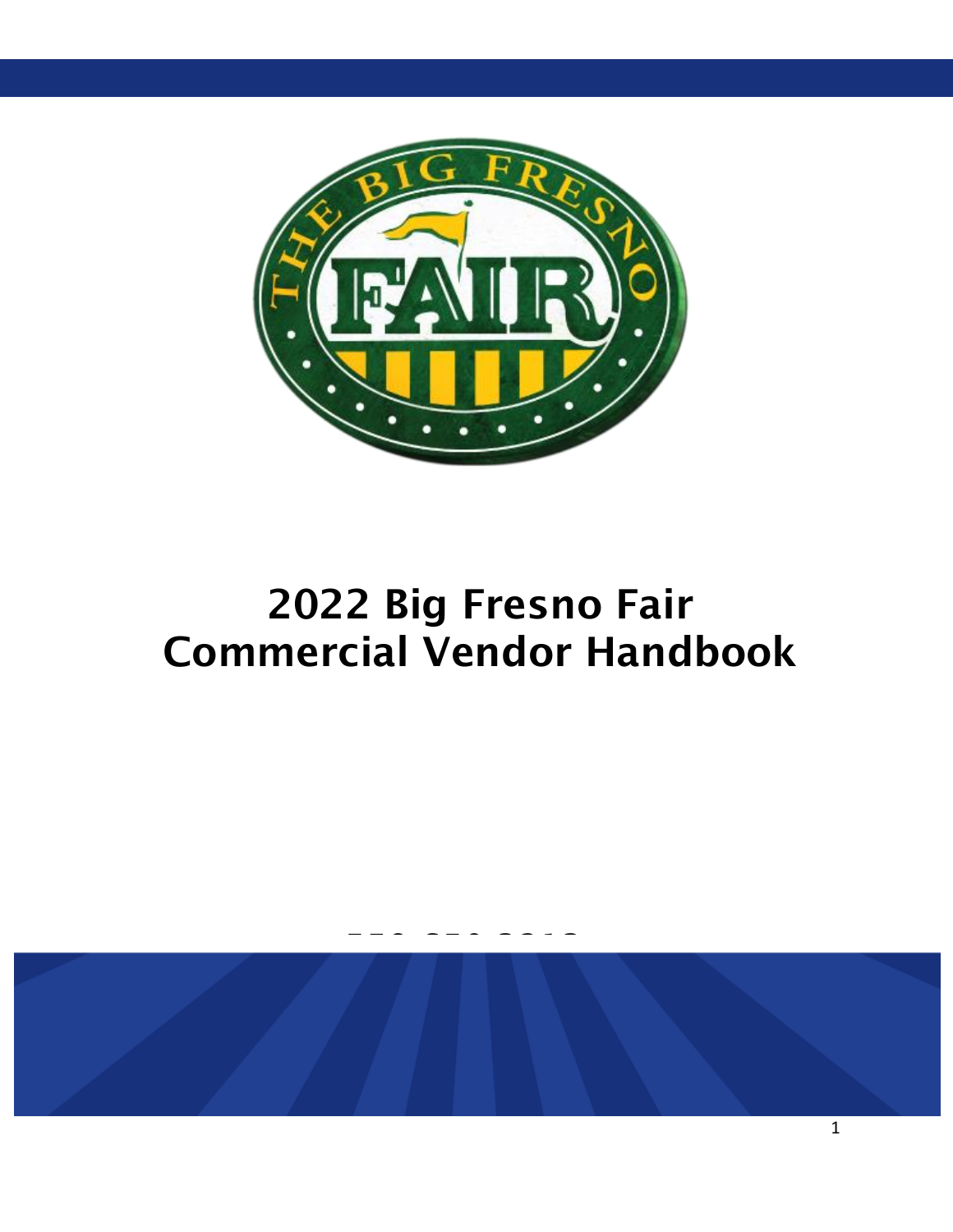# 2022 Big Fresno Fair Commercial Vendor Handbook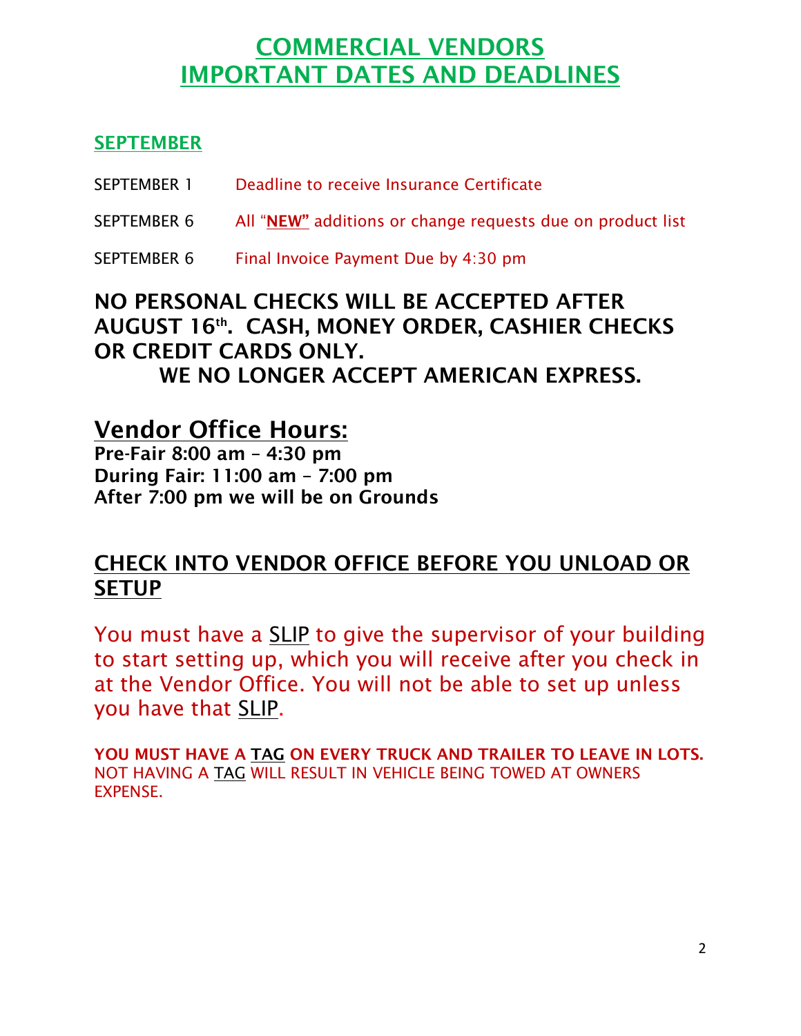# COMMERCIAL VENDORS
# IMPORTANT DATES AND DEADLINES

## SEPTEMBER

SEPTEMBER 1 Deadline to receive Insurance Certificate

SEPTEMBER 6 All "**NEW**" additions or change requests due on product list

SEPTEMBER 6 Final Invoice Payment Due by 4:30 pm

**NO PERSONAL CHECKS WILL BE ACCEPTED AFTER AUGUST 16th. CASH, MONEY ORDER, CASHIER CHECKS OR CREDIT CARDS ONLY.**

**WE NO LONGER ACCEPT AMERICAN EXPRESS.**

## Vendor Office Hours:

**Pre-Fair 8:00 am – 4:30 pm**
**During Fair: 11:00 am – 7:00 pm**
**After 7:00 pm we will be on Grounds**

## CHECK INTO VENDOR OFFICE BEFORE YOU UNLOAD OR SETUP

You must have a SLIP to give the supervisor of your building to start setting up, which you will receive after you check in at the Vendor Office. You will not be able to set up unless you have that SLIP.

**YOU MUST HAVE A TAG ON EVERY TRUCK AND TRAILER TO LEAVE IN LOTS.** NOT HAVING A TAG WILL RESULT IN VEHICLE BEING TOWED AT OWNERS EXPENSE.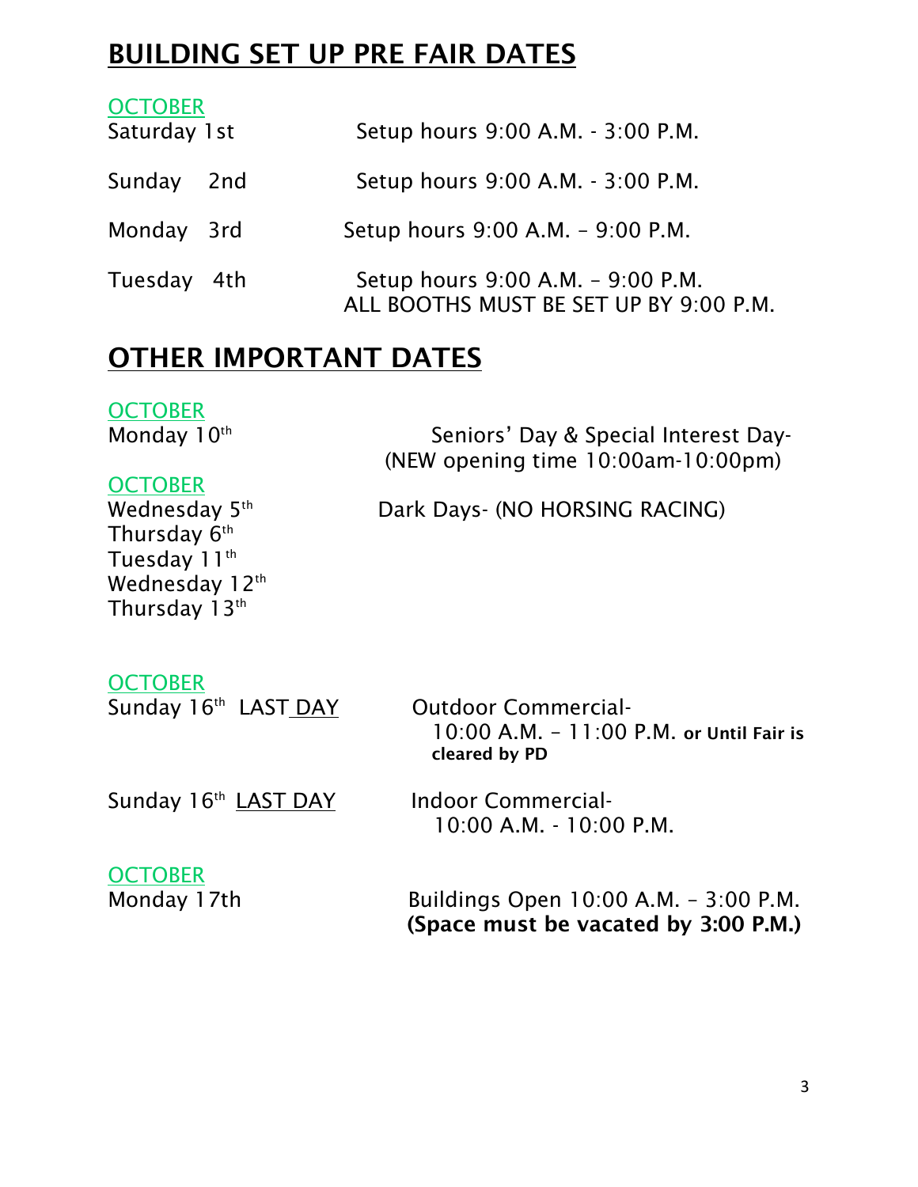## BUILDING SET UP PRE FAIR DATES

OCTOBER

| | |
|---|---|
| Saturday 1st | Setup hours 9:00 A.M. - 3:00 P.M. |
| Sunday 2nd | Setup hours 9:00 A.M. - 3:00 P.M. |
| Monday 3rd | Setup hours 9:00 A.M. – 9:00 P.M. |
| Tuesday 4th | Setup hours 9:00 A.M. – 9:00 P.M.<br>ALL BOOTHS MUST BE SET UP BY 9:00 P.M. |

## OTHER IMPORTANT DATES

OCTOBER

Monday 10th — Seniors' Day & Special Interest Day- (NEW opening time 10:00am-10:00pm)

OCTOBER

Wednesday 5th
Thursday 6th
Tuesday 11th
Wednesday 12th
Thursday 13th

Dark Days- (NO HORSING RACING)

OCTOBER

Sunday 16th LAST DAY — Outdoor Commercial- 10:00 A.M. – 11:00 P.M. **or Until Fair is cleared by PD**

Sunday 16th LAST DAY — Indoor Commercial- 10:00 A.M. - 10:00 P.M.

OCTOBER

Monday 17th — Buildings Open 10:00 A.M. – 3:00 P.M. **(Space must be vacated by 3:00 P.M.)**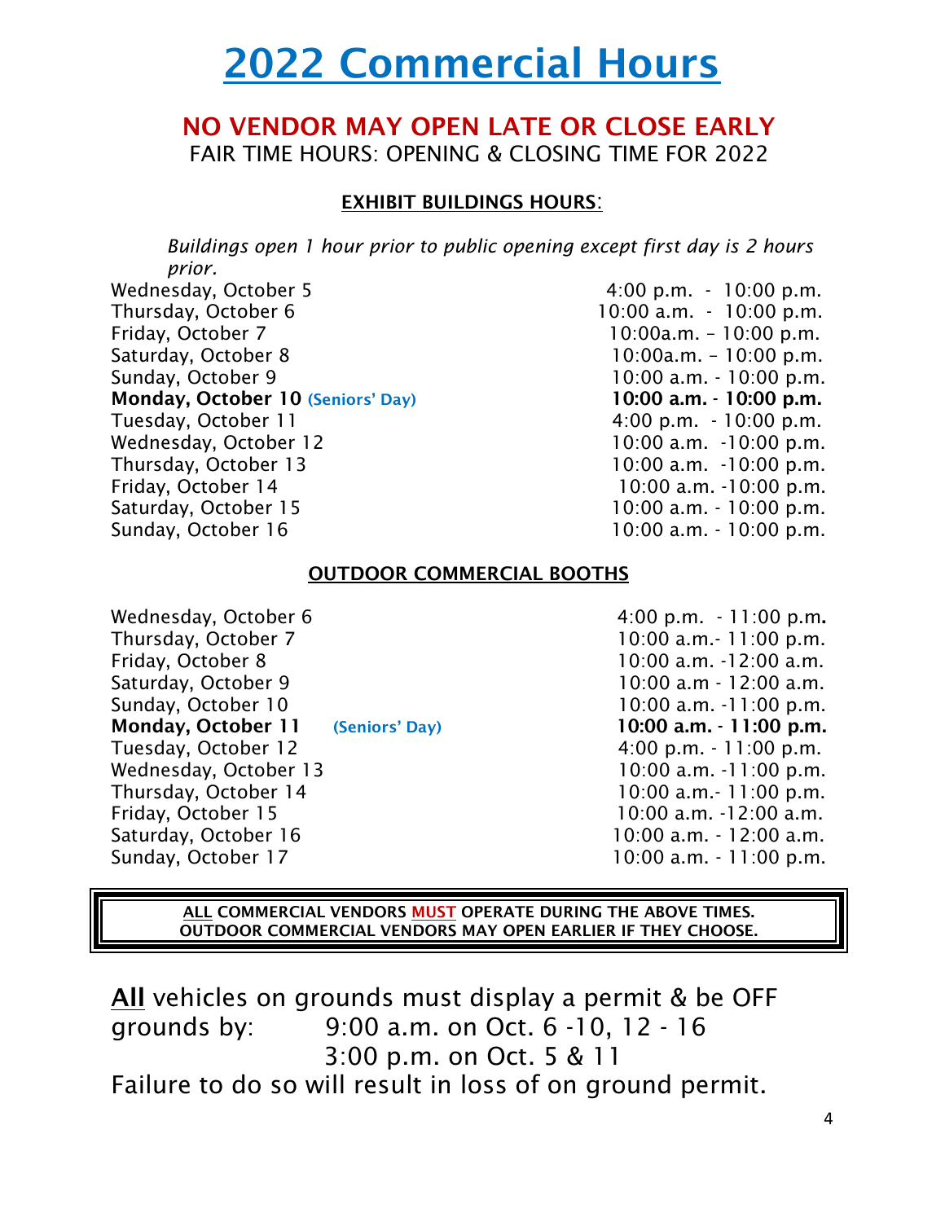# 2022 Commercial Hours

## NO VENDOR MAY OPEN LATE OR CLOSE EARLY

FAIR TIME HOURS: OPENING & CLOSING TIME FOR 2022

### EXHIBIT BUILDINGS HOURS:

*Buildings open 1 hour prior to public opening except first day is 2 hours prior.*

| Day | Hours |
| --- | --- |
| Wednesday, October 5 | 4:00 p.m. - 10:00 p.m. |
| Thursday, October 6 | 10:00 a.m. - 10:00 p.m. |
| Friday, October 7 | 10:00a.m. – 10:00 p.m. |
| Saturday, October 8 | 10:00a.m. – 10:00 p.m. |
| Sunday, October 9 | 10:00 a.m. - 10:00 p.m. |
| **Monday, October 10** **(Seniors' Day)** | **10:00 a.m. - 10:00 p.m.** |
| Tuesday, October 11 | 4:00 p.m. - 10:00 p.m. |
| Wednesday, October 12 | 10:00 a.m. -10:00 p.m. |
| Thursday, October 13 | 10:00 a.m. -10:00 p.m. |
| Friday, October 14 | 10:00 a.m. -10:00 p.m. |
| Saturday, October 15 | 10:00 a.m. - 10:00 p.m. |
| Sunday, October 16 | 10:00 a.m. - 10:00 p.m. |

### OUTDOOR COMMERCIAL BOOTHS

| Day | Hours |
| --- | --- |
| Wednesday, October 6 | 4:00 p.m. - 11:00 p.m. |
| Thursday, October 7 | 10:00 a.m.- 11:00 p.m. |
| Friday, October 8 | 10:00 a.m. -12:00 a.m. |
| Saturday, October 9 | 10:00 a.m - 12:00 a.m. |
| Sunday, October 10 | 10:00 a.m. -11:00 p.m. |
| **Monday, October 11** **(Seniors' Day)** | **10:00 a.m. - 11:00 p.m.** |
| Tuesday, October 12 | 4:00 p.m. - 11:00 p.m. |
| Wednesday, October 13 | 10:00 a.m. -11:00 p.m. |
| Thursday, October 14 | 10:00 a.m.- 11:00 p.m. |
| Friday, October 15 | 10:00 a.m. -12:00 a.m. |
| Saturday, October 16 | 10:00 a.m. - 12:00 a.m. |
| Sunday, October 17 | 10:00 a.m. - 11:00 p.m. |

**ALL COMMERCIAL VENDORS MUST OPERATE DURING THE ABOVE TIMES.**
**OUTDOOR COMMERCIAL VENDORS MAY OPEN EARLIER IF THEY CHOOSE.**

**All** vehicles on grounds must display a permit & be OFF grounds by: 9:00 a.m. on Oct. 6 -10, 12 - 16
3:00 p.m. on Oct. 5 & 11

Failure to do so will result in loss of on ground permit.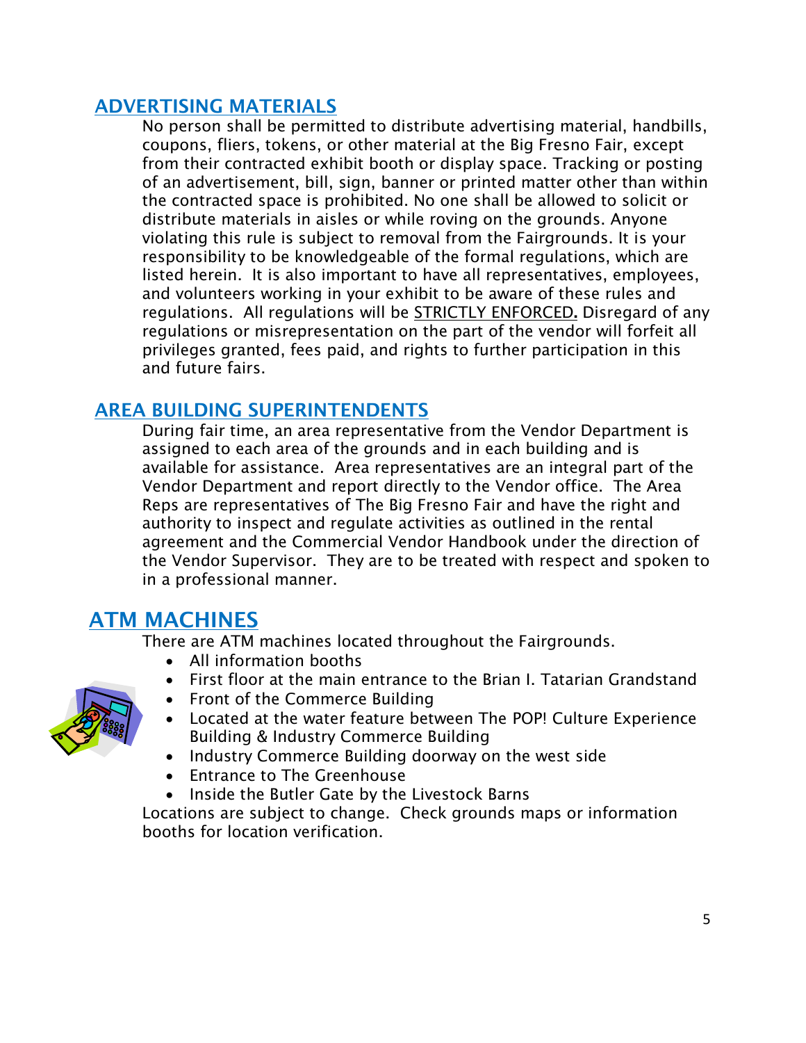## ADVERTISING MATERIALS

No person shall be permitted to distribute advertising material, handbills, coupons, fliers, tokens, or other material at the Big Fresno Fair, except from their contracted exhibit booth or display space. Tracking or posting of an advertisement, bill, sign, banner or printed matter other than within the contracted space is prohibited. No one shall be allowed to solicit or distribute materials in aisles or while roving on the grounds. Anyone violating this rule is subject to removal from the Fairgrounds. It is your responsibility to be knowledgeable of the formal regulations, which are listed herein. It is also important to have all representatives, employees, and volunteers working in your exhibit to be aware of these rules and regulations. All regulations will be STRICTLY ENFORCED**.** Disregard of any regulations or misrepresentation on the part of the vendor will forfeit all privileges granted, fees paid, and rights to further participation in this and future fairs.

## AREA BUILDING SUPERINTENDENTS

During fair time, an area representative from the Vendor Department is assigned to each area of the grounds and in each building and is available for assistance. Area representatives are an integral part of the Vendor Department and report directly to the Vendor office. The Area Reps are representatives of The Big Fresno Fair and have the right and authority to inspect and regulate activities as outlined in the rental agreement and the Commercial Vendor Handbook under the direction of the Vendor Supervisor. They are to be treated with respect and spoken to in a professional manner.

## ATM MACHINES

There are ATM machines located throughout the Fairgrounds.

- All information booths
- First floor at the main entrance to the Brian I. Tatarian Grandstand
- Front of the Commerce Building
- Located at the water feature between The POP! Culture Experience Building & Industry Commerce Building
- Industry Commerce Building doorway on the west side
- Entrance to The Greenhouse
- Inside the Butler Gate by the Livestock Barns

Locations are subject to change. Check grounds maps or information booths for location verification.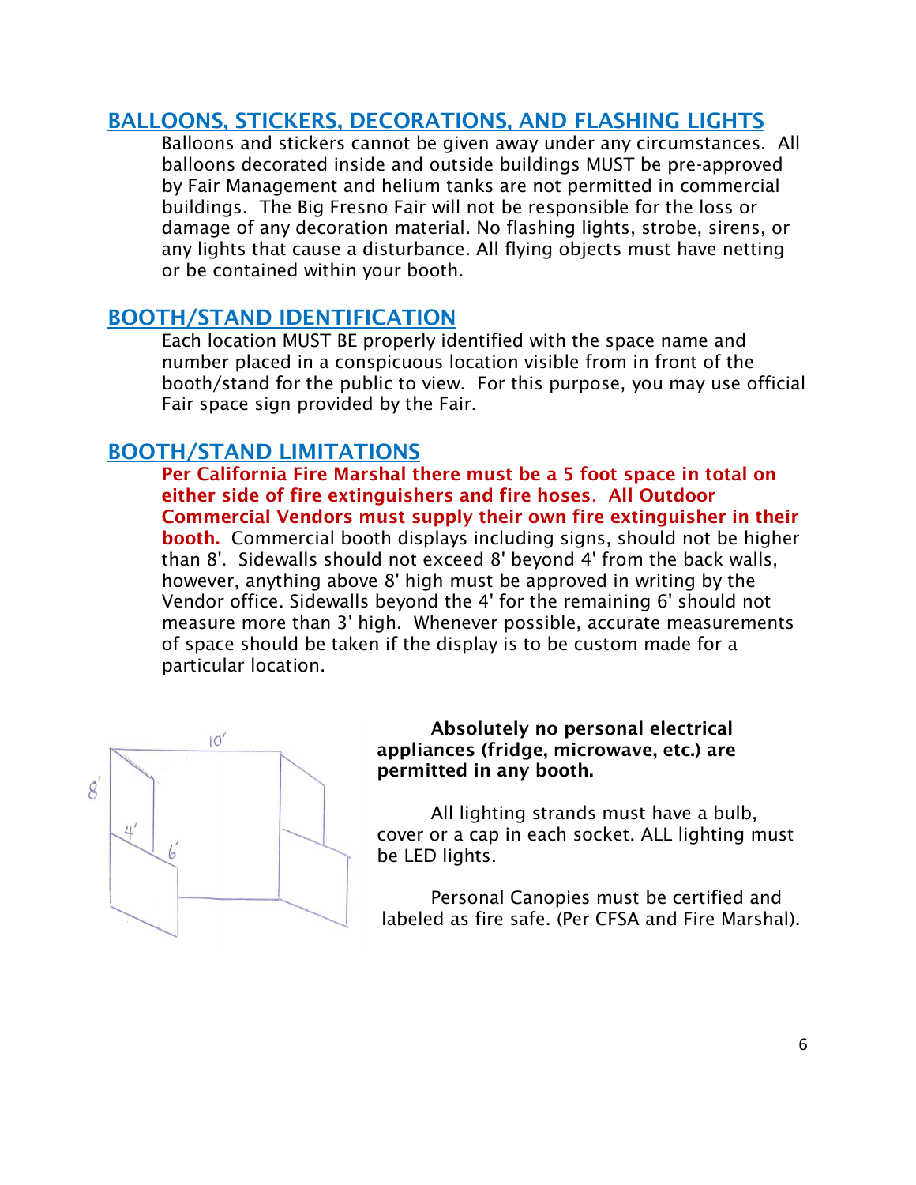## BALLOONS, STICKERS, DECORATIONS, AND FLASHING LIGHTS

Balloons and stickers cannot be given away under any circumstances. All balloons decorated inside and outside buildings MUST be pre-approved by Fair Management and helium tanks are not permitted in commercial buildings. The Big Fresno Fair will not be responsible for the loss or damage of any decoration material. No flashing lights, strobe, sirens, or any lights that cause a disturbance. All flying objects must have netting or be contained within your booth.

## BOOTH/STAND IDENTIFICATION

Each location MUST BE properly identified with the space name and number placed in a conspicuous location visible from in front of the booth/stand for the public to view. For this purpose, you may use official Fair space sign provided by the Fair.

## BOOTH/STAND LIMITATIONS

**Per California Fire Marshal there must be a 5 foot space in total on either side of fire extinguishers and fire hoses. All Outdoor Commercial Vendors must supply their own fire extinguisher in their booth.** Commercial booth displays including signs, should not be higher than 8'. Sidewalls should not exceed 8' beyond 4' from the back walls, however, anything above 8' high must be approved in writing by the Vendor office. Sidewalls beyond the 4' for the remaining 6' should not measure more than 3' high. Whenever possible, accurate measurements of space should be taken if the display is to be custom made for a particular location.

**Absolutely no personal electrical appliances (fridge, microwave, etc.) are permitted in any booth.**

All lighting strands must have a bulb, cover or a cap in each socket. ALL lighting must be LED lights.

Personal Canopies must be certified and labeled as fire safe. (Per CFSA and Fire Marshal).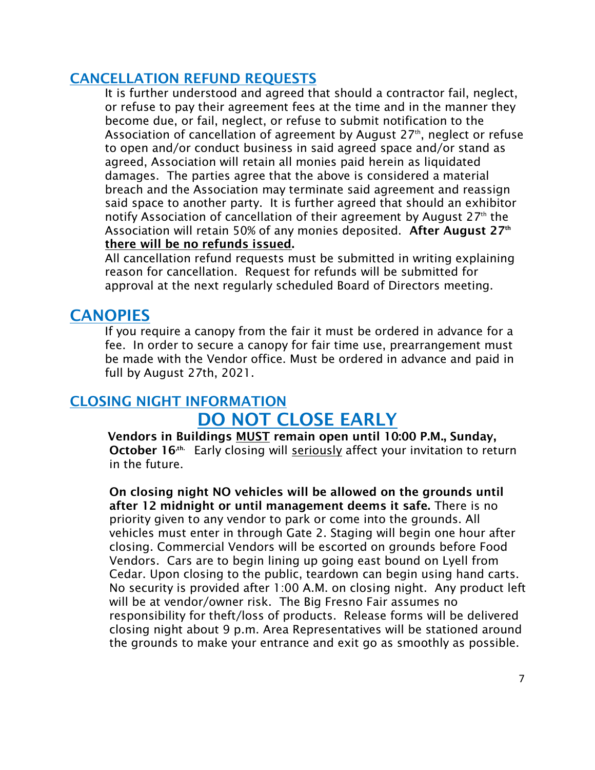## CANCELLATION REFUND REQUESTS

It is further understood and agreed that should a contractor fail, neglect, or refuse to pay their agreement fees at the time and in the manner they become due, or fail, neglect, or refuse to submit notification to the Association of cancellation of agreement by August 27th, neglect or refuse to open and/or conduct business in said agreed space and/or stand as agreed, Association will retain all monies paid herein as liquidated damages. The parties agree that the above is considered a material breach and the Association may terminate said agreement and reassign said space to another party. It is further agreed that should an exhibitor notify Association of cancellation of their agreement by August 27th the Association will retain 50% of any monies deposited. **After August 27th <u>there will be no refunds issued</u>.**

All cancellation refund requests must be submitted in writing explaining reason for cancellation. Request for refunds will be submitted for approval at the next regularly scheduled Board of Directors meeting.

# CANOPIES

If you require a canopy from the fair it must be ordered in advance for a fee. In order to secure a canopy for fair time use, prearrangement must be made with the Vendor office. Must be ordered in advance and paid in full by August 27th, 2021.

## CLOSING NIGHT INFORMATION

# DO NOT CLOSE EARLY

**Vendors in Buildings <u>MUST</u> remain open until 10:00 P.M., Sunday, October 16th.** Early closing will <u>seriously</u> affect your invitation to return in the future.

**On closing night NO vehicles will be allowed on the grounds until after 12 midnight or until management deems it safe.** There is no priority given to any vendor to park or come into the grounds. All vehicles must enter in through Gate 2. Staging will begin one hour after closing. Commercial Vendors will be escorted on grounds before Food Vendors. Cars are to begin lining up going east bound on Lyell from Cedar. Upon closing to the public, teardown can begin using hand carts. No security is provided after 1:00 A.M. on closing night. Any product left will be at vendor/owner risk. The Big Fresno Fair assumes no responsibility for theft/loss of products. Release forms will be delivered closing night about 9 p.m. Area Representatives will be stationed around the grounds to make your entrance and exit go as smoothly as possible.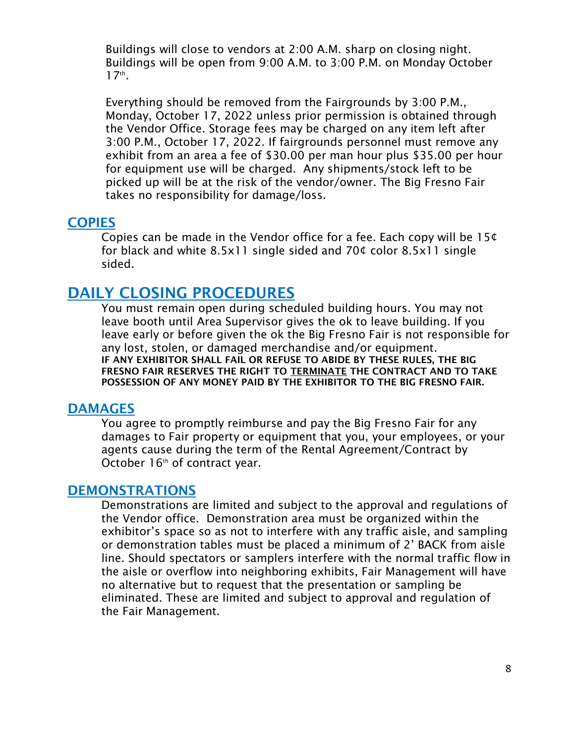Buildings will close to vendors at 2:00 A.M. sharp on closing night. Buildings will be open from 9:00 A.M. to 3:00 P.M. on Monday October 17th.

Everything should be removed from the Fairgrounds by 3:00 P.M., Monday, October 17, 2022 unless prior permission is obtained through the Vendor Office. Storage fees may be charged on any item left after 3:00 P.M., October 17, 2022. If fairgrounds personnel must remove any exhibit from an area a fee of $30.00 per man hour plus $35.00 per hour for equipment use will be charged. Any shipments/stock left to be picked up will be at the risk of the vendor/owner. The Big Fresno Fair takes no responsibility for damage/loss.

## COPIES

Copies can be made in the Vendor office for a fee. Each copy will be 15¢ for black and white 8.5x11 single sided and 70¢ color 8.5x11 single sided.

## DAILY CLOSING PROCEDURES

You must remain open during scheduled building hours. You may not leave booth until Area Supervisor gives the ok to leave building. If you leave early or before given the ok the Big Fresno Fair is not responsible for any lost, stolen, or damaged merchandise and/or equipment.
**IF ANY EXHIBITOR SHALL FAIL OR REFUSE TO ABIDE BY THESE RULES, THE BIG FRESNO FAIR RESERVES THE RIGHT TO <u>TERMINATE</u> THE CONTRACT AND TO TAKE POSSESSION OF ANY MONEY PAID BY THE EXHIBITOR TO THE BIG FRESNO FAIR.**

## DAMAGES

You agree to promptly reimburse and pay the Big Fresno Fair for any damages to Fair property or equipment that you, your employees, or your agents cause during the term of the Rental Agreement/Contract by October 16th of contract year.

## DEMONSTRATIONS

Demonstrations are limited and subject to the approval and regulations of the Vendor office. Demonstration area must be organized within the exhibitor's space so as not to interfere with any traffic aisle, and sampling or demonstration tables must be placed a minimum of 2' BACK from aisle line. Should spectators or samplers interfere with the normal traffic flow in the aisle or overflow into neighboring exhibits, Fair Management will have no alternative but to request that the presentation or sampling be eliminated. These are limited and subject to approval and regulation of the Fair Management.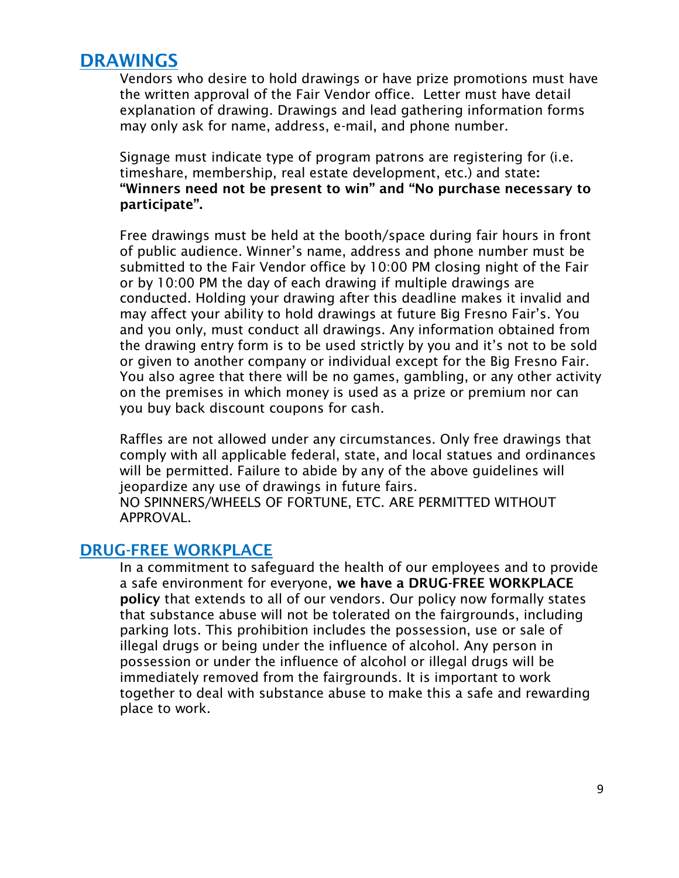## DRAWINGS

Vendors who desire to hold drawings or have prize promotions must have the written approval of the Fair Vendor office. Letter must have detail explanation of drawing. Drawings and lead gathering information forms may only ask for name, address, e-mail, and phone number.

Signage must indicate type of program patrons are registering for (i.e. timeshare, membership, real estate development, etc.) and state: **"Winners need not be present to win" and "No purchase necessary to participate".**

Free drawings must be held at the booth/space during fair hours in front of public audience. Winner's name, address and phone number must be submitted to the Fair Vendor office by 10:00 PM closing night of the Fair or by 10:00 PM the day of each drawing if multiple drawings are conducted. Holding your drawing after this deadline makes it invalid and may affect your ability to hold drawings at future Big Fresno Fair's. You and you only, must conduct all drawings. Any information obtained from the drawing entry form is to be used strictly by you and it's not to be sold or given to another company or individual except for the Big Fresno Fair. You also agree that there will be no games, gambling, or any other activity on the premises in which money is used as a prize or premium nor can you buy back discount coupons for cash.

Raffles are not allowed under any circumstances. Only free drawings that comply with all applicable federal, state, and local statues and ordinances will be permitted. Failure to abide by any of the above guidelines will jeopardize any use of drawings in future fairs.
NO SPINNERS/WHEELS OF FORTUNE, ETC. ARE PERMITTED WITHOUT APPROVAL.

## DRUG-FREE WORKPLACE

In a commitment to safeguard the health of our employees and to provide a safe environment for everyone, **we have a DRUG-FREE WORKPLACE policy** that extends to all of our vendors. Our policy now formally states that substance abuse will not be tolerated on the fairgrounds, including parking lots. This prohibition includes the possession, use or sale of illegal drugs or being under the influence of alcohol. Any person in possession or under the influence of alcohol or illegal drugs will be immediately removed from the fairgrounds. It is important to work together to deal with substance abuse to make this a safe and rewarding place to work.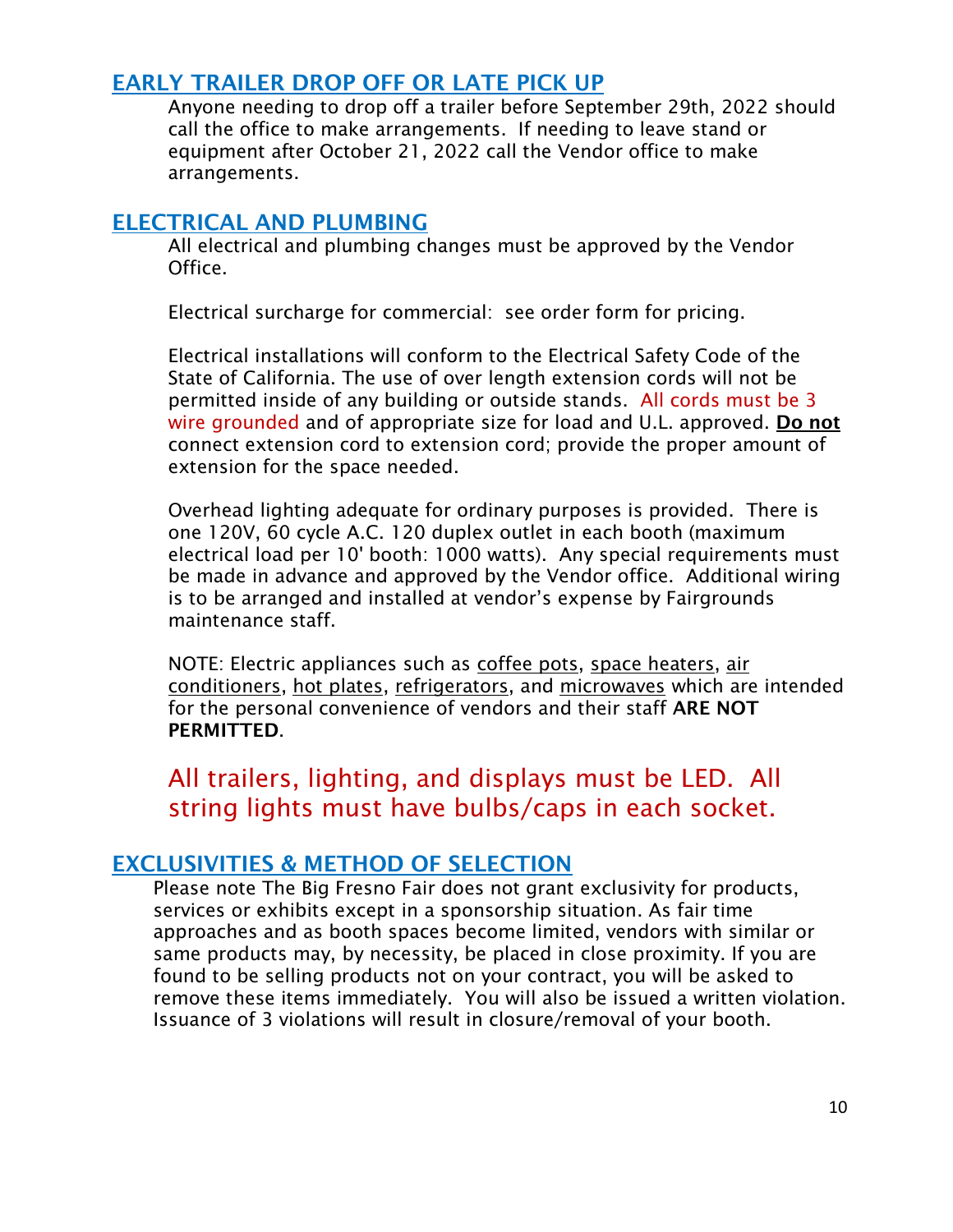## EARLY TRAILER DROP OFF OR LATE PICK UP

Anyone needing to drop off a trailer before September 29th, 2022 should call the office to make arrangements. If needing to leave stand or equipment after October 21, 2022 call the Vendor office to make arrangements.

## ELECTRICAL AND PLUMBING

All electrical and plumbing changes must be approved by the Vendor Office.

Electrical surcharge for commercial: see order form for pricing.

Electrical installations will conform to the Electrical Safety Code of the State of California. The use of over length extension cords will not be permitted inside of any building or outside stands. All cords must be 3 wire grounded and of appropriate size for load and U.L. approved. **Do not** connect extension cord to extension cord; provide the proper amount of extension for the space needed.

Overhead lighting adequate for ordinary purposes is provided. There is one 120V, 60 cycle A.C. 120 duplex outlet in each booth (maximum electrical load per 10' booth: 1000 watts). Any special requirements must be made in advance and approved by the Vendor office. Additional wiring is to be arranged and installed at vendor's expense by Fairgrounds maintenance staff.

NOTE: Electric appliances such as coffee pots, space heaters, air conditioners, hot plates, refrigerators, and microwaves which are intended for the personal convenience of vendors and their staff **ARE NOT PERMITTED**.

All trailers, lighting, and displays must be LED. All string lights must have bulbs/caps in each socket.

## EXCLUSIVITIES & METHOD OF SELECTION

Please note The Big Fresno Fair does not grant exclusivity for products, services or exhibits except in a sponsorship situation. As fair time approaches and as booth spaces become limited, vendors with similar or same products may, by necessity, be placed in close proximity. If you are found to be selling products not on your contract, you will be asked to remove these items immediately. You will also be issued a written violation. Issuance of 3 violations will result in closure/removal of your booth.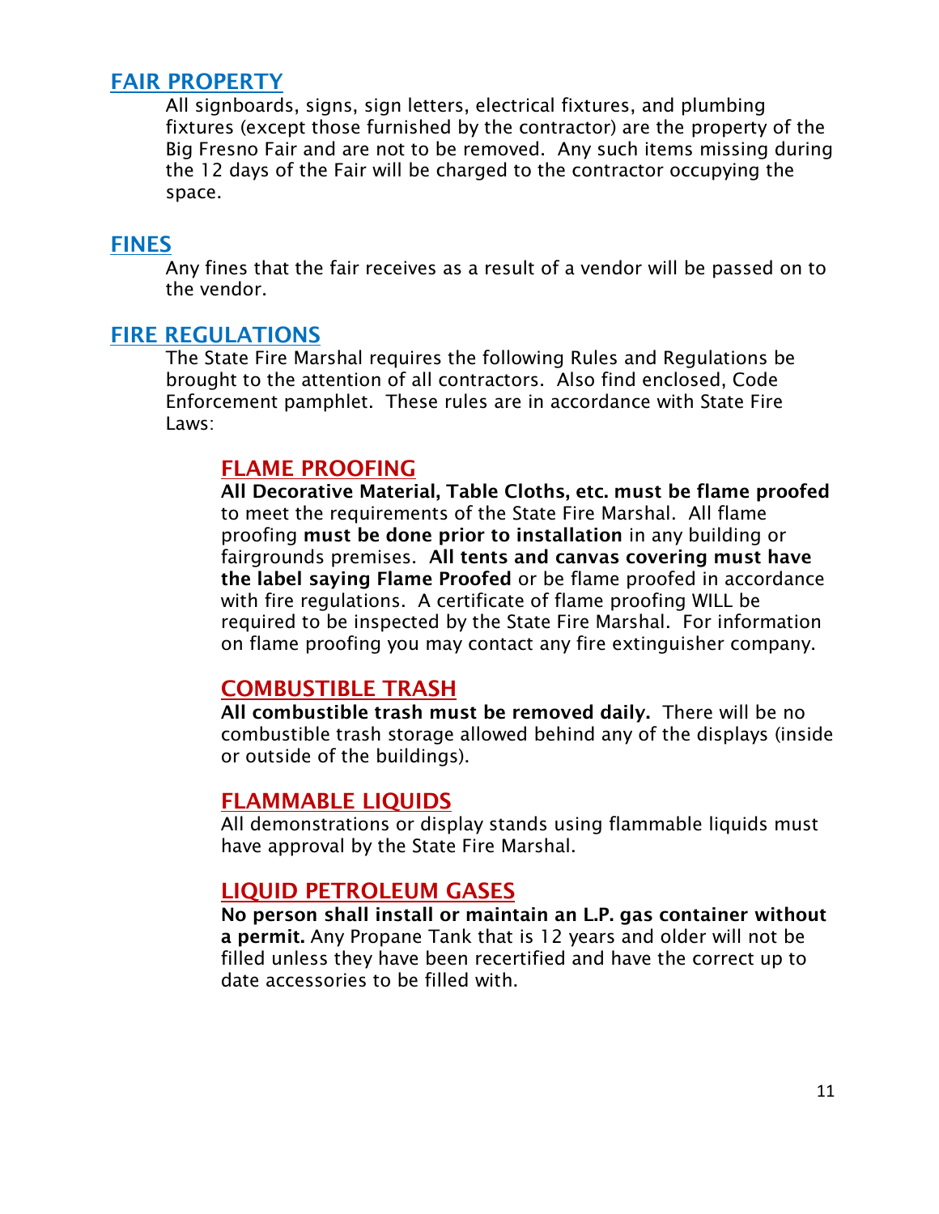## FAIR PROPERTY

All signboards, signs, sign letters, electrical fixtures, and plumbing fixtures (except those furnished by the contractor) are the property of the Big Fresno Fair and are not to be removed. Any such items missing during the 12 days of the Fair will be charged to the contractor occupying the space.

## FINES

Any fines that the fair receives as a result of a vendor will be passed on to the vendor.

## FIRE REGULATIONS

The State Fire Marshal requires the following Rules and Regulations be brought to the attention of all contractors. Also find enclosed, Code Enforcement pamphlet. These rules are in accordance with State Fire Laws:

### FLAME PROOFING

**All Decorative Material, Table Cloths, etc. must be flame proofed** to meet the requirements of the State Fire Marshal. All flame proofing **must be done prior to installation** in any building or fairgrounds premises. **All tents and canvas covering must have the label saying Flame Proofed** or be flame proofed in accordance with fire regulations. A certificate of flame proofing WILL be required to be inspected by the State Fire Marshal. For information on flame proofing you may contact any fire extinguisher company.

### COMBUSTIBLE TRASH

**All combustible trash must be removed daily.** There will be no combustible trash storage allowed behind any of the displays (inside or outside of the buildings).

### FLAMMABLE LIQUIDS

All demonstrations or display stands using flammable liquids must have approval by the State Fire Marshal.

### LIQUID PETROLEUM GASES

**No person shall install or maintain an L.P. gas container without a permit.** Any Propane Tank that is 12 years and older will not be filled unless they have been recertified and have the correct up to date accessories to be filled with.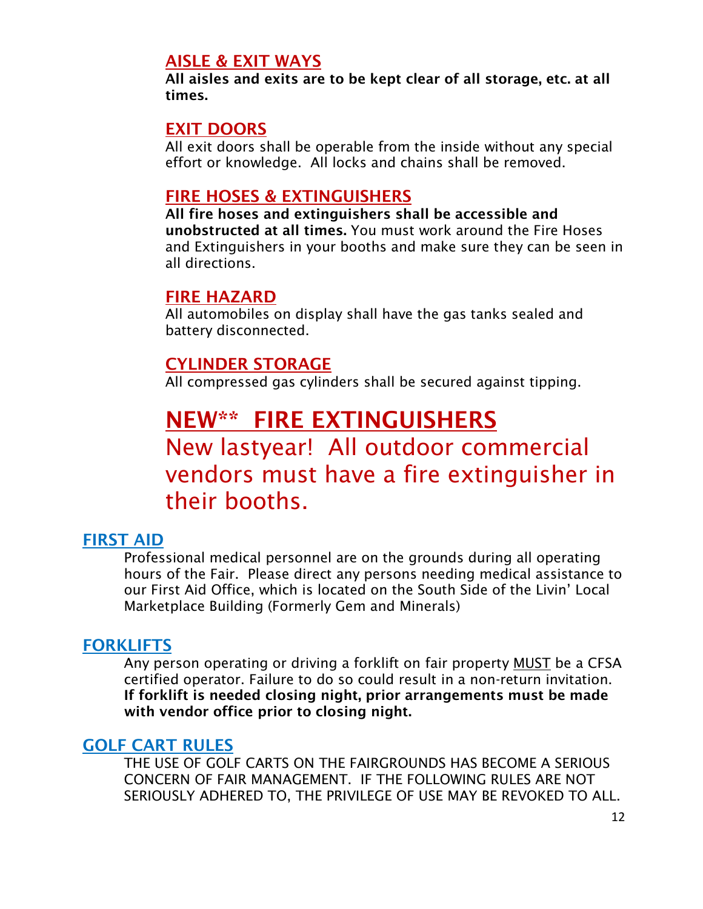### AISLE & EXIT WAYS

**All aisles and exits are to be kept clear of all storage, etc. at all times.**

### EXIT DOORS

All exit doors shall be operable from the inside without any special effort or knowledge. All locks and chains shall be removed.

### FIRE HOSES & EXTINGUISHERS

**All fire hoses and extinguishers shall be accessible and unobstructed at all times.** You must work around the Fire Hoses and Extinguishers in your booths and make sure they can be seen in all directions.

### FIRE HAZARD

All automobiles on display shall have the gas tanks sealed and battery disconnected.

### CYLINDER STORAGE

All compressed gas cylinders shall be secured against tipping.

## NEW** FIRE EXTINGUISHERS

New lastyear! All outdoor commercial vendors must have a fire extinguisher in their booths.

### FIRST AID

Professional medical personnel are on the grounds during all operating hours of the Fair. Please direct any persons needing medical assistance to our First Aid Office, which is located on the South Side of the Livin' Local Marketplace Building (Formerly Gem and Minerals)

### FORKLIFTS

Any person operating or driving a forklift on fair property MUST be a CFSA certified operator. Failure to do so could result in a non-return invitation. **If forklift is needed closing night, prior arrangements must be made with vendor office prior to closing night.**

### GOLF CART RULES

THE USE OF GOLF CARTS ON THE FAIRGROUNDS HAS BECOME A SERIOUS CONCERN OF FAIR MANAGEMENT. IF THE FOLLOWING RULES ARE NOT SERIOUSLY ADHERED TO, THE PRIVILEGE OF USE MAY BE REVOKED TO ALL.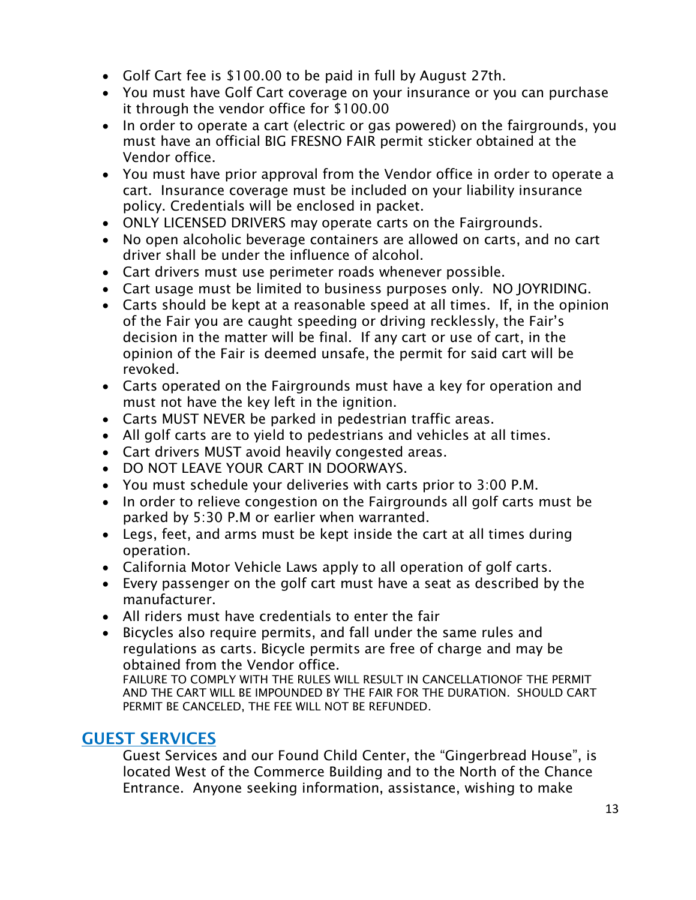- Golf Cart fee is $100.00 to be paid in full by August 27th.
- You must have Golf Cart coverage on your insurance or you can purchase it through the vendor office for $100.00
- In order to operate a cart (electric or gas powered) on the fairgrounds, you must have an official BIG FRESNO FAIR permit sticker obtained at the Vendor office.
- You must have prior approval from the Vendor office in order to operate a cart. Insurance coverage must be included on your liability insurance policy. Credentials will be enclosed in packet.
- ONLY LICENSED DRIVERS may operate carts on the Fairgrounds.
- No open alcoholic beverage containers are allowed on carts, and no cart driver shall be under the influence of alcohol.
- Cart drivers must use perimeter roads whenever possible.
- Cart usage must be limited to business purposes only. NO JOYRIDING.
- Carts should be kept at a reasonable speed at all times. If, in the opinion of the Fair you are caught speeding or driving recklessly, the Fair's decision in the matter will be final. If any cart or use of cart, in the opinion of the Fair is deemed unsafe, the permit for said cart will be revoked.
- Carts operated on the Fairgrounds must have a key for operation and must not have the key left in the ignition.
- Carts MUST NEVER be parked in pedestrian traffic areas.
- All golf carts are to yield to pedestrians and vehicles at all times.
- Cart drivers MUST avoid heavily congested areas.
- DO NOT LEAVE YOUR CART IN DOORWAYS.
- You must schedule your deliveries with carts prior to 3:00 P.M.
- In order to relieve congestion on the Fairgrounds all golf carts must be parked by 5:30 P.M or earlier when warranted.
- Legs, feet, and arms must be kept inside the cart at all times during operation.
- California Motor Vehicle Laws apply to all operation of golf carts.
- Every passenger on the golf cart must have a seat as described by the manufacturer.
- All riders must have credentials to enter the fair
- Bicycles also require permits, and fall under the same rules and regulations as carts. Bicycle permits are free of charge and may be obtained from the Vendor office.

  FAILURE TO COMPLY WITH THE RULES WILL RESULT IN CANCELLATIONOF THE PERMIT AND THE CART WILL BE IMPOUNDED BY THE FAIR FOR THE DURATION. SHOULD CART PERMIT BE CANCELED, THE FEE WILL NOT BE REFUNDED.

## GUEST SERVICES

Guest Services and our Found Child Center, the "Gingerbread House", is located West of the Commerce Building and to the North of the Chance Entrance. Anyone seeking information, assistance, wishing to make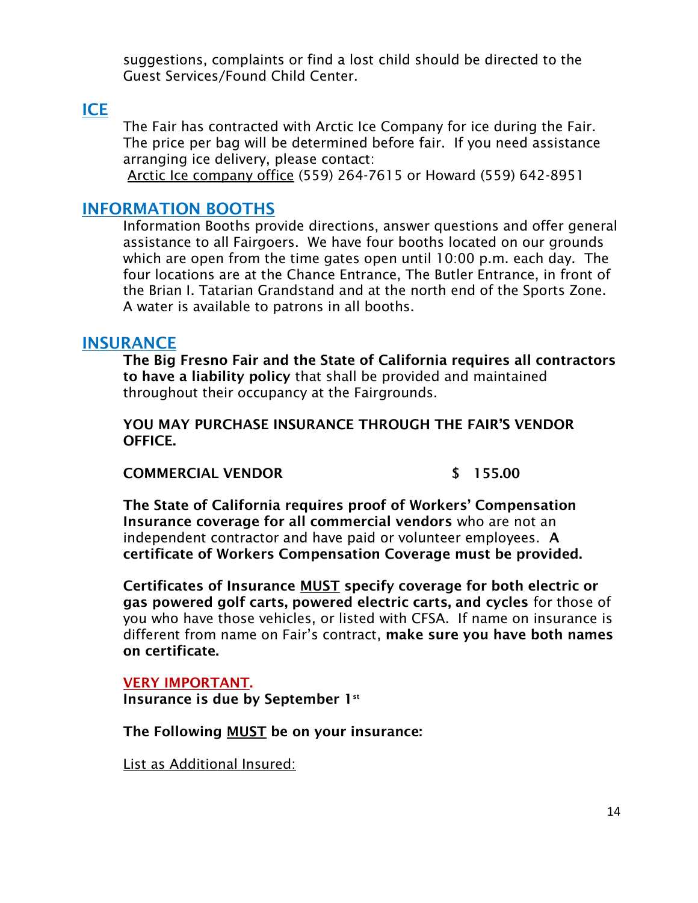suggestions, complaints or find a lost child should be directed to the Guest Services/Found Child Center.

## ICE

The Fair has contracted with Arctic Ice Company for ice during the Fair. The price per bag will be determined before fair. If you need assistance arranging ice delivery, please contact:
Arctic Ice company office (559) 264-7615 or Howard (559) 642-8951

## INFORMATION BOOTHS

Information Booths provide directions, answer questions and offer general assistance to all Fairgoers. We have four booths located on our grounds which are open from the time gates open until 10:00 p.m. each day. The four locations are at the Chance Entrance, The Butler Entrance, in front of the Brian I. Tatarian Grandstand and at the north end of the Sports Zone. A water is available to patrons in all booths.

## INSURANCE

**The Big Fresno Fair and the State of California requires all contractors to have a liability policy** that shall be provided and maintained throughout their occupancy at the Fairgrounds.

**YOU MAY PURCHASE INSURANCE THROUGH THE FAIR'S VENDOR OFFICE.**

**COMMERCIAL VENDOR $ 155.00**

**The State of California requires proof of Workers' Compensation Insurance coverage for all commercial vendors** who are not an independent contractor and have paid or volunteer employees. **A certificate of Workers Compensation Coverage must be provided.**

**Certificates of Insurance MUST specify coverage for both electric or gas powered golf carts, powered electric carts, and cycles** for those of you who have those vehicles, or listed with CFSA. If name on insurance is different from name on Fair's contract, **make sure you have both names on certificate.**

**VERY IMPORTANT.**
**Insurance is due by September 1st**

**The Following MUST be on your insurance:**

List as Additional Insured: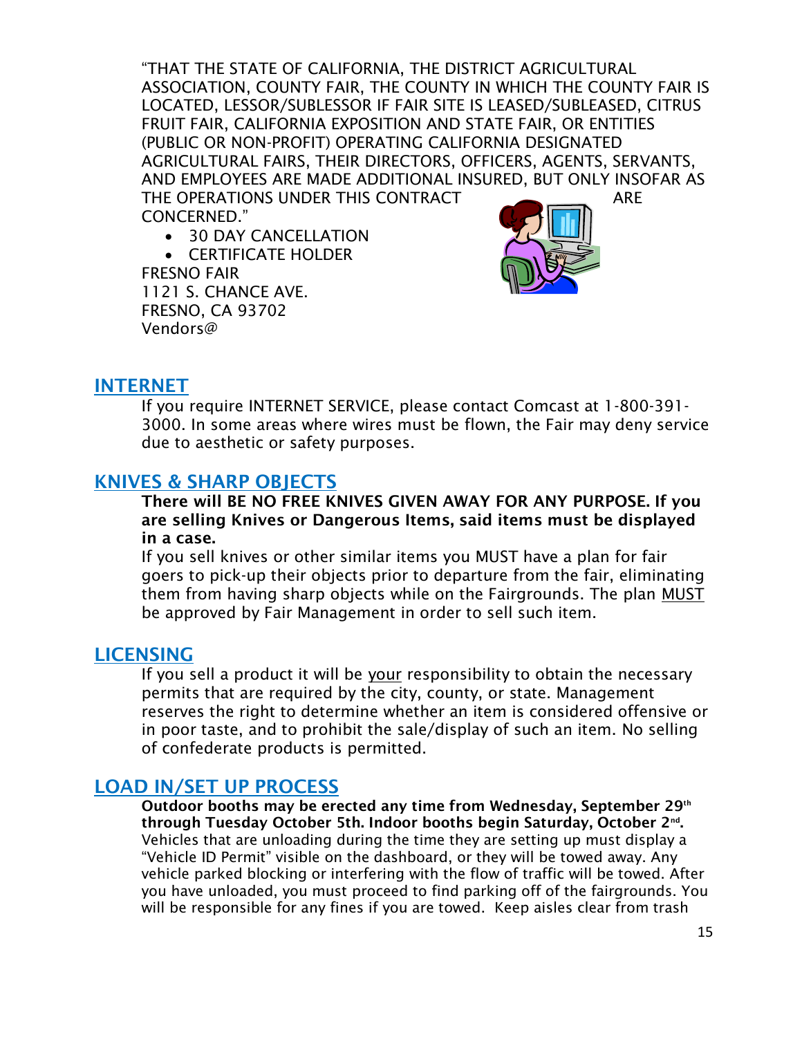"THAT THE STATE OF CALIFORNIA, THE DISTRICT AGRICULTURAL ASSOCIATION, COUNTY FAIR, THE COUNTY IN WHICH THE COUNTY FAIR IS LOCATED, LESSOR/SUBLESSOR IF FAIR SITE IS LEASED/SUBLEASED, CITRUS FRUIT FAIR, CALIFORNIA EXPOSITION AND STATE FAIR, OR ENTITIES (PUBLIC OR NON-PROFIT) OPERATING CALIFORNIA DESIGNATED AGRICULTURAL FAIRS, THEIR DIRECTORS, OFFICERS, AGENTS, SERVANTS, AND EMPLOYEES ARE MADE ADDITIONAL INSURED, BUT ONLY INSOFAR AS THE OPERATIONS UNDER THIS CONTRACT ARE CONCERNED."

- 30 DAY CANCELLATION
- CERTIFICATE HOLDER

FRESNO FAIR
1121 S. CHANCE AVE.
FRESNO, CA 93702
Vendors@

## INTERNET

If you require INTERNET SERVICE, please contact Comcast at 1-800-391-3000. In some areas where wires must be flown, the Fair may deny service due to aesthetic or safety purposes.

## KNIVES & SHARP OBJECTS

**There will BE NO FREE KNIVES GIVEN AWAY FOR ANY PURPOSE. If you are selling Knives or Dangerous Items, said items must be displayed in a case.**

If you sell knives or other similar items you MUST have a plan for fair goers to pick-up their objects prior to departure from the fair, eliminating them from having sharp objects while on the Fairgrounds. The plan MUST be approved by Fair Management in order to sell such item.

## LICENSING

If you sell a product it will be your responsibility to obtain the necessary permits that are required by the city, county, or state. Management reserves the right to determine whether an item is considered offensive or in poor taste, and to prohibit the sale/display of such an item. No selling of confederate products is permitted.

## LOAD IN/SET UP PROCESS

**Outdoor booths may be erected any time from Wednesday, September 29th through Tuesday October 5th. Indoor booths begin Saturday, October 2nd.**

Vehicles that are unloading during the time they are setting up must display a "Vehicle ID Permit" visible on the dashboard, or they will be towed away. Any vehicle parked blocking or interfering with the flow of traffic will be towed. After you have unloaded, you must proceed to find parking off of the fairgrounds. You will be responsible for any fines if you are towed. Keep aisles clear from trash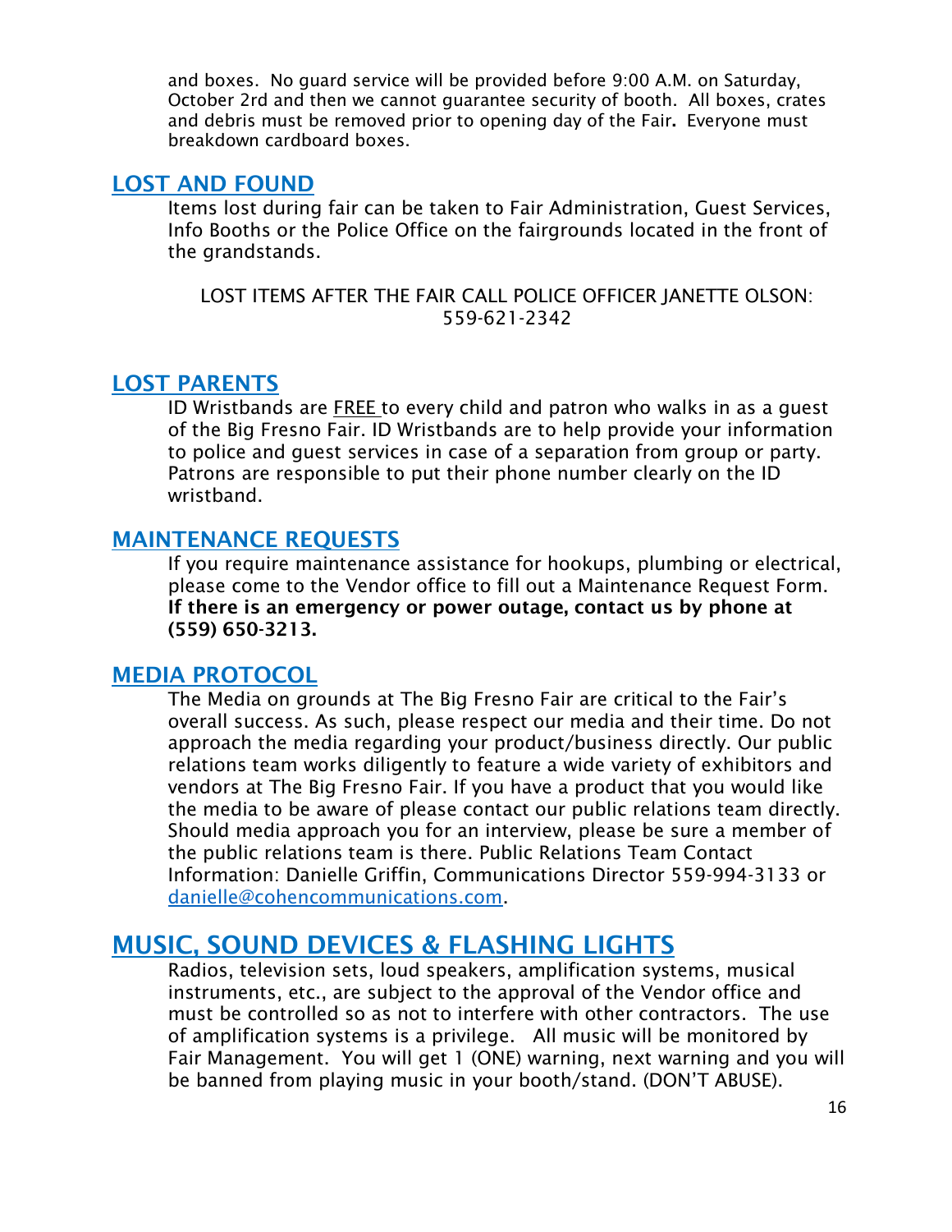and boxes. No guard service will be provided before 9:00 A.M. on Saturday, October 2rd and then we cannot guarantee security of booth. All boxes, crates and debris must be removed prior to opening day of the Fair**.** Everyone must breakdown cardboard boxes.

## LOST AND FOUND

Items lost during fair can be taken to Fair Administration, Guest Services, Info Booths or the Police Office on the fairgrounds located in the front of the grandstands.

LOST ITEMS AFTER THE FAIR CALL POLICE OFFICER JANETTE OLSON: 559-621-2342

## LOST PARENTS

ID Wristbands are FREE to every child and patron who walks in as a guest of the Big Fresno Fair. ID Wristbands are to help provide your information to police and guest services in case of a separation from group or party. Patrons are responsible to put their phone number clearly on the ID wristband.

## MAINTENANCE REQUESTS

If you require maintenance assistance for hookups, plumbing or electrical, please come to the Vendor office to fill out a Maintenance Request Form. **If there is an emergency or power outage, contact us by phone at (559) 650-3213.**

## MEDIA PROTOCOL

The Media on grounds at The Big Fresno Fair are critical to the Fair's overall success. As such, please respect our media and their time. Do not approach the media regarding your product/business directly. Our public relations team works diligently to feature a wide variety of exhibitors and vendors at The Big Fresno Fair. If you have a product that you would like the media to be aware of please contact our public relations team directly. Should media approach you for an interview, please be sure a member of the public relations team is there. Public Relations Team Contact Information: Danielle Griffin, Communications Director 559-994-3133 or danielle@cohencommunications.com.

## MUSIC, SOUND DEVICES & FLASHING LIGHTS

Radios, television sets, loud speakers, amplification systems, musical instruments, etc., are subject to the approval of the Vendor office and must be controlled so as not to interfere with other contractors. The use of amplification systems is a privilege. All music will be monitored by Fair Management. You will get 1 (ONE) warning, next warning and you will be banned from playing music in your booth/stand. (DON'T ABUSE).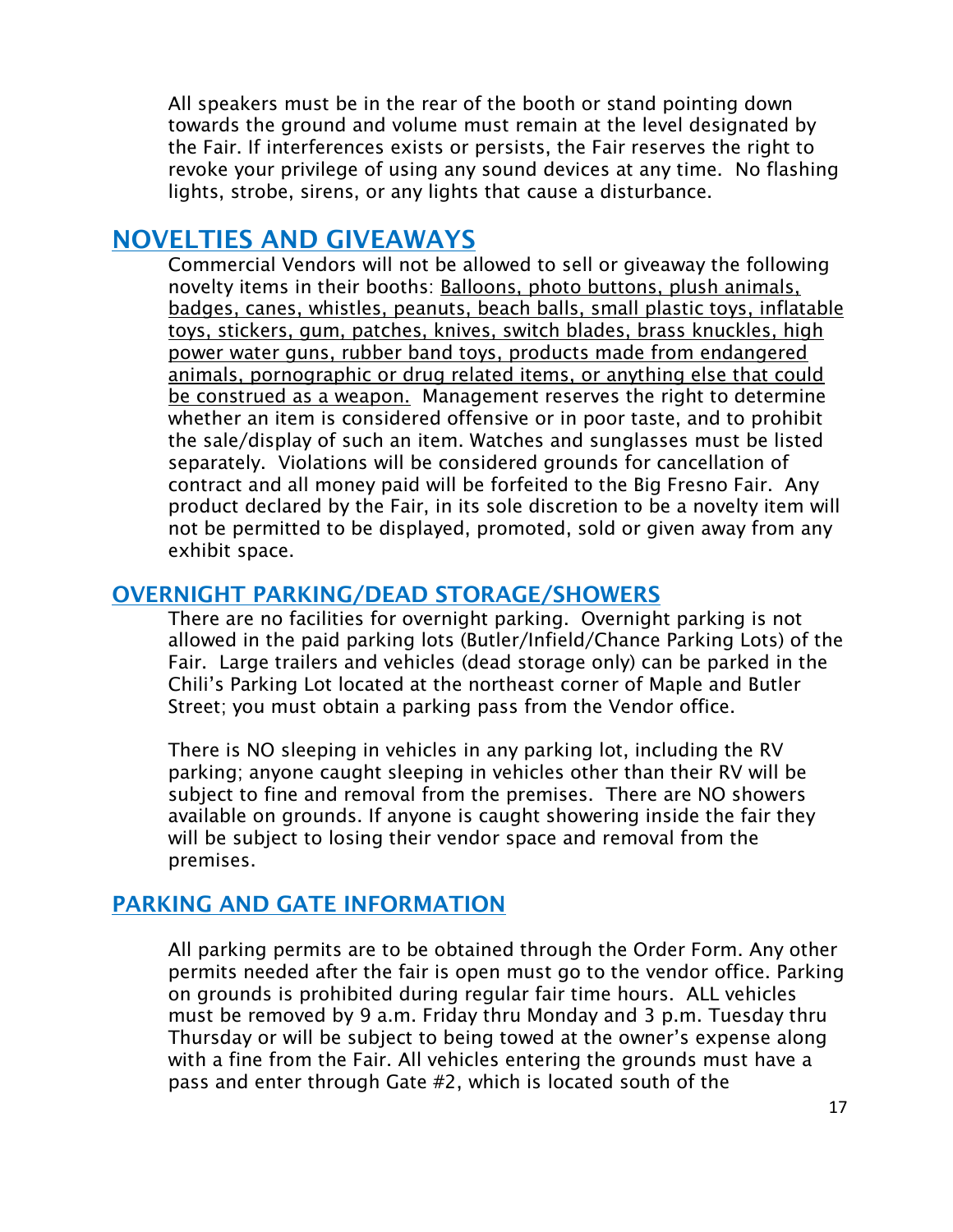All speakers must be in the rear of the booth or stand pointing down towards the ground and volume must remain at the level designated by the Fair. If interferences exists or persists, the Fair reserves the right to revoke your privilege of using any sound devices at any time. No flashing lights, strobe, sirens, or any lights that cause a disturbance.

## NOVELTIES AND GIVEAWAYS

Commercial Vendors will not be allowed to sell or giveaway the following novelty items in their booths: <u>Balloons, photo buttons, plush animals, badges, canes, whistles, peanuts, beach balls, small plastic toys, inflatable toys, stickers, gum, patches, knives, switch blades, brass knuckles, high power water guns, rubber band toys, products made from endangered animals, pornographic or drug related items, or anything else that could be construed as a weapon.</u> Management reserves the right to determine whether an item is considered offensive or in poor taste, and to prohibit the sale/display of such an item. Watches and sunglasses must be listed separately. Violations will be considered grounds for cancellation of contract and all money paid will be forfeited to the Big Fresno Fair. Any product declared by the Fair, in its sole discretion to be a novelty item will not be permitted to be displayed, promoted, sold or given away from any exhibit space.

### OVERNIGHT PARKING/DEAD STORAGE/SHOWERS

There are no facilities for overnight parking. Overnight parking is not allowed in the paid parking lots (Butler/Infield/Chance Parking Lots) of the Fair. Large trailers and vehicles (dead storage only) can be parked in the Chili's Parking Lot located at the northeast corner of Maple and Butler Street; you must obtain a parking pass from the Vendor office.

There is NO sleeping in vehicles in any parking lot, including the RV parking; anyone caught sleeping in vehicles other than their RV will be subject to fine and removal from the premises. There are NO showers available on grounds. If anyone is caught showering inside the fair they will be subject to losing their vendor space and removal from the premises.

### PARKING AND GATE INFORMATION

All parking permits are to be obtained through the Order Form. Any other permits needed after the fair is open must go to the vendor office. Parking on grounds is prohibited during regular fair time hours. ALL vehicles must be removed by 9 a.m. Friday thru Monday and 3 p.m. Tuesday thru Thursday or will be subject to being towed at the owner's expense along with a fine from the Fair. All vehicles entering the grounds must have a pass and enter through Gate #2, which is located south of the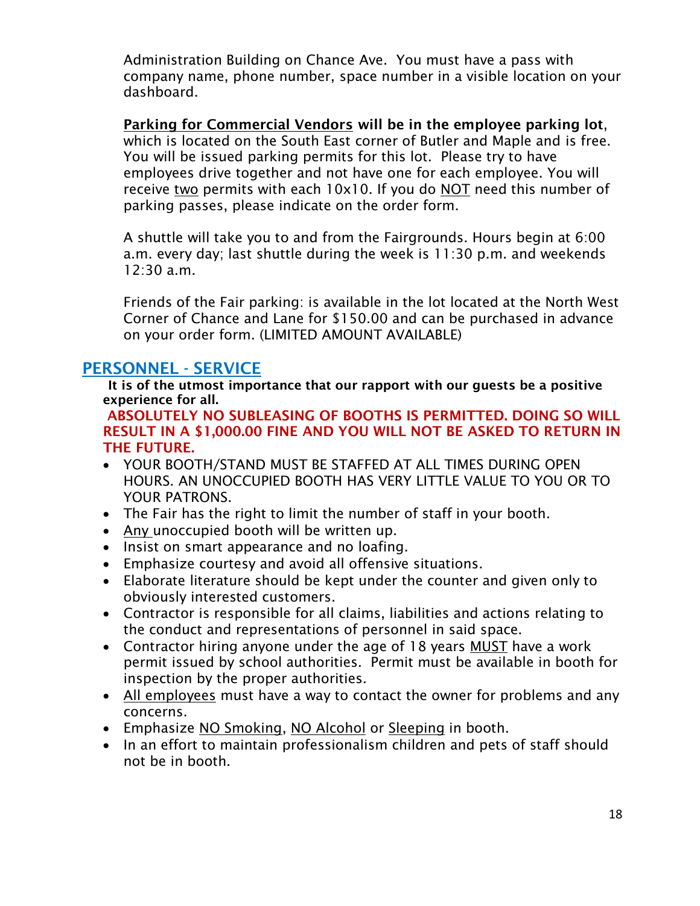Administration Building on Chance Ave. You must have a pass with company name, phone number, space number in a visible location on your dashboard.

**Parking for Commercial Vendors will be in the employee parking lot**, which is located on the South East corner of Butler and Maple and is free. You will be issued parking permits for this lot. Please try to have employees drive together and not have one for each employee. You will receive two permits with each 10x10. If you do NOT need this number of parking passes, please indicate on the order form.

A shuttle will take you to and from the Fairgrounds. Hours begin at 6:00 a.m. every day; last shuttle during the week is 11:30 p.m. and weekends 12:30 a.m.

Friends of the Fair parking: is available in the lot located at the North West Corner of Chance and Lane for $150.00 and can be purchased in advance on your order form. (LIMITED AMOUNT AVAILABLE)

## PERSONNEL - SERVICE

**It is of the utmost importance that our rapport with our guests be a positive experience for all.**

**ABSOLUTELY NO SUBLEASING OF BOOTHS IS PERMITTED. DOING SO WILL RESULT IN A $1,000.00 FINE AND YOU WILL NOT BE ASKED TO RETURN IN THE FUTURE.**

- YOUR BOOTH/STAND MUST BE STAFFED AT ALL TIMES DURING OPEN HOURS. AN UNOCCUPIED BOOTH HAS VERY LITTLE VALUE TO YOU OR TO YOUR PATRONS.
- The Fair has the right to limit the number of staff in your booth.
- Any unoccupied booth will be written up.
- Insist on smart appearance and no loafing.
- Emphasize courtesy and avoid all offensive situations.
- Elaborate literature should be kept under the counter and given only to obviously interested customers.
- Contractor is responsible for all claims, liabilities and actions relating to the conduct and representations of personnel in said space.
- Contractor hiring anyone under the age of 18 years MUST have a work permit issued by school authorities. Permit must be available in booth for inspection by the proper authorities.
- All employees must have a way to contact the owner for problems and any concerns.
- Emphasize NO Smoking, NO Alcohol or Sleeping in booth.
- In an effort to maintain professionalism children and pets of staff should not be in booth.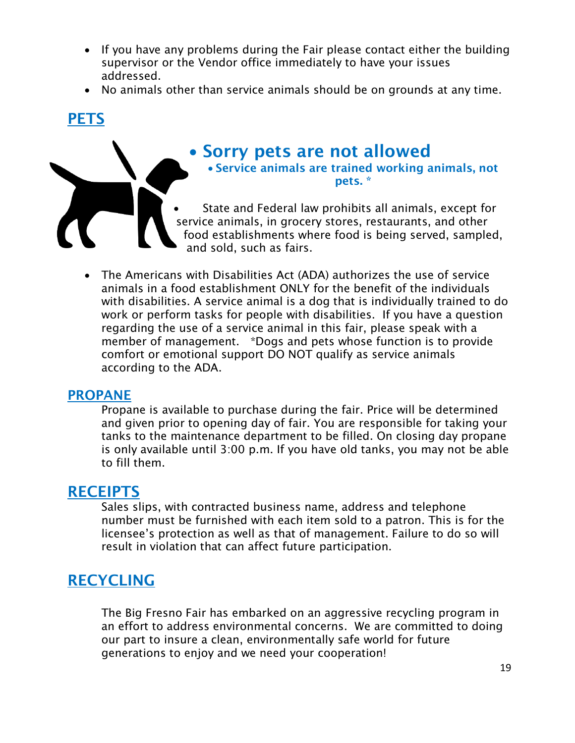- If you have any problems during the Fair please contact either the building supervisor or the Vendor office immediately to have your issues addressed.
- No animals other than service animals should be on grounds at any time.

## PETS

- **Sorry pets are not allowed**
  - **Service animals are trained working animals, not pets. ***
- State and Federal law prohibits all animals, except for service animals, in grocery stores, restaurants, and other food establishments where food is being served, sampled, and sold, such as fairs.
- The Americans with Disabilities Act (ADA) authorizes the use of service animals in a food establishment ONLY for the benefit of the individuals with disabilities. A service animal is a dog that is individually trained to do work or perform tasks for people with disabilities. If you have a question regarding the use of a service animal in this fair, please speak with a member of management. *Dogs and pets whose function is to provide comfort or emotional support DO NOT qualify as service animals according to the ADA.

## PROPANE

Propane is available to purchase during the fair. Price will be determined and given prior to opening day of fair. You are responsible for taking your tanks to the maintenance department to be filled. On closing day propane is only available until 3:00 p.m. If you have old tanks, you may not be able to fill them.

## RECEIPTS

Sales slips, with contracted business name, address and telephone number must be furnished with each item sold to a patron. This is for the licensee's protection as well as that of management. Failure to do so will result in violation that can affect future participation.

## RECYCLING

The Big Fresno Fair has embarked on an aggressive recycling program in an effort to address environmental concerns. We are committed to doing our part to insure a clean, environmentally safe world for future generations to enjoy and we need your cooperation!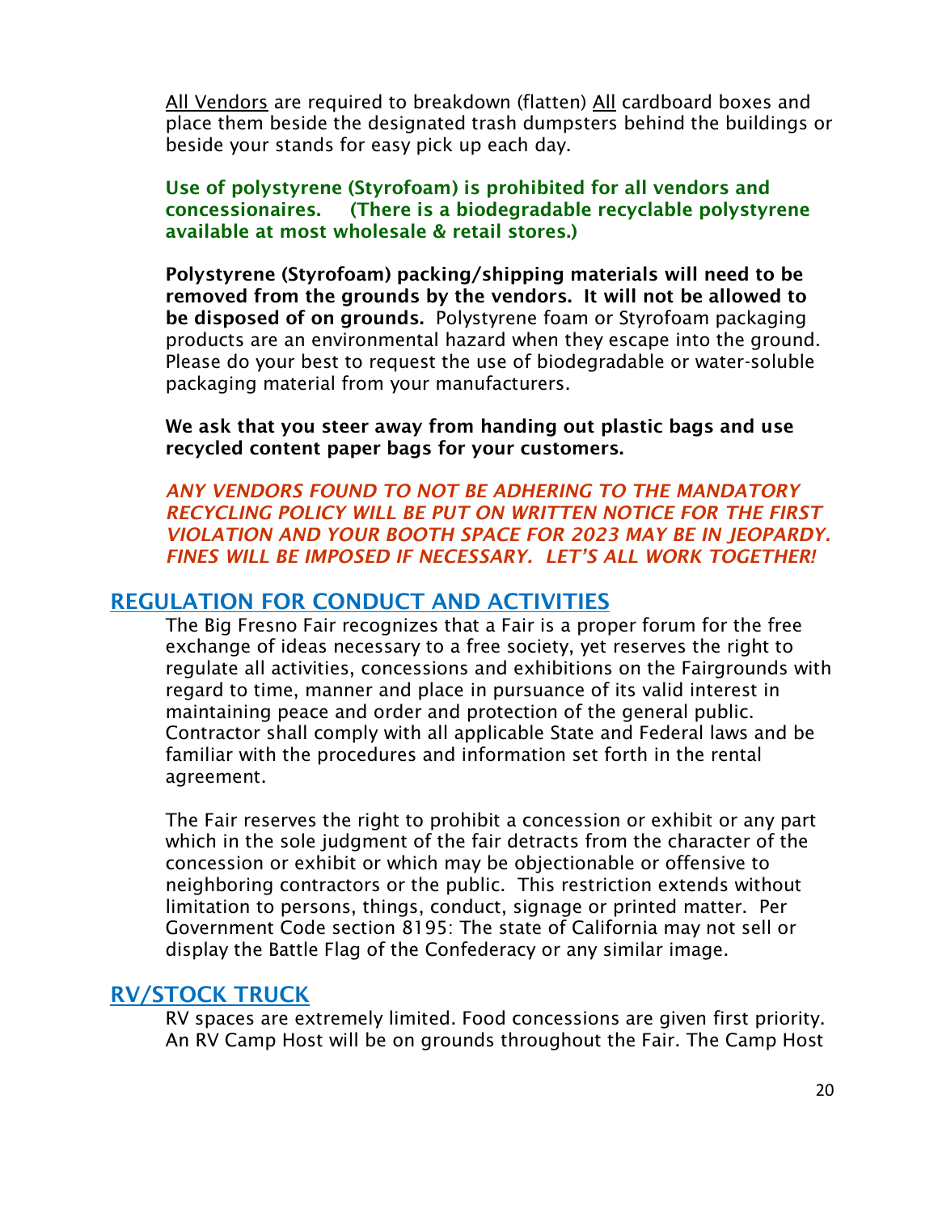All Vendors are required to breakdown (flatten) All cardboard boxes and place them beside the designated trash dumpsters behind the buildings or beside your stands for easy pick up each day.

**Use of polystyrene (Styrofoam) is prohibited for all vendors and concessionaires. (There is a biodegradable recyclable polystyrene available at most wholesale & retail stores.)**

**Polystyrene (Styrofoam) packing/shipping materials will need to be removed from the grounds by the vendors. It will not be allowed to be disposed of on grounds.** Polystyrene foam or Styrofoam packaging products are an environmental hazard when they escape into the ground. Please do your best to request the use of biodegradable or water-soluble packaging material from your manufacturers.

**We ask that you steer away from handing out plastic bags and use recycled content paper bags for your customers.**

***ANY VENDORS FOUND TO NOT BE ADHERING TO THE MANDATORY RECYCLING POLICY WILL BE PUT ON WRITTEN NOTICE FOR THE FIRST VIOLATION AND YOUR BOOTH SPACE FOR 2023 MAY BE IN JEOPARDY. FINES WILL BE IMPOSED IF NECESSARY. LET'S ALL WORK TOGETHER!***

## REGULATION FOR CONDUCT AND ACTIVITIES

The Big Fresno Fair recognizes that a Fair is a proper forum for the free exchange of ideas necessary to a free society, yet reserves the right to regulate all activities, concessions and exhibitions on the Fairgrounds with regard to time, manner and place in pursuance of its valid interest in maintaining peace and order and protection of the general public. Contractor shall comply with all applicable State and Federal laws and be familiar with the procedures and information set forth in the rental agreement.

The Fair reserves the right to prohibit a concession or exhibit or any part which in the sole judgment of the fair detracts from the character of the concession or exhibit or which may be objectionable or offensive to neighboring contractors or the public. This restriction extends without limitation to persons, things, conduct, signage or printed matter. Per Government Code section 8195: The state of California may not sell or display the Battle Flag of the Confederacy or any similar image.

## RV/STOCK TRUCK

RV spaces are extremely limited. Food concessions are given first priority. An RV Camp Host will be on grounds throughout the Fair. The Camp Host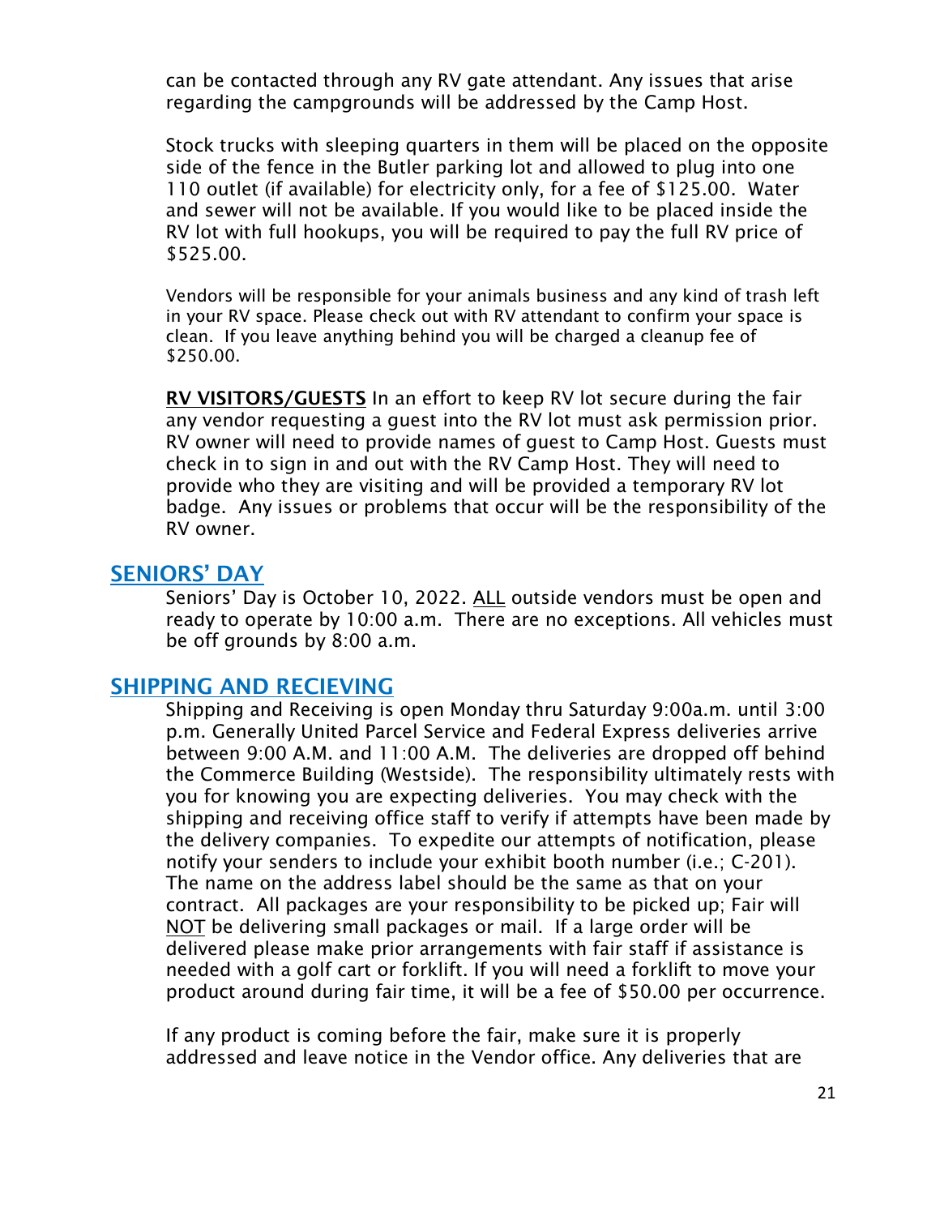can be contacted through any RV gate attendant. Any issues that arise regarding the campgrounds will be addressed by the Camp Host.

Stock trucks with sleeping quarters in them will be placed on the opposite side of the fence in the Butler parking lot and allowed to plug into one 110 outlet (if available) for electricity only, for a fee of $125.00. Water and sewer will not be available. If you would like to be placed inside the RV lot with full hookups, you will be required to pay the full RV price of $525.00.

Vendors will be responsible for your animals business and any kind of trash left in your RV space. Please check out with RV attendant to confirm your space is clean. If you leave anything behind you will be charged a cleanup fee of $250.00.

**RV VISITORS/GUESTS** In an effort to keep RV lot secure during the fair any vendor requesting a guest into the RV lot must ask permission prior. RV owner will need to provide names of guest to Camp Host. Guests must check in to sign in and out with the RV Camp Host. They will need to provide who they are visiting and will be provided a temporary RV lot badge. Any issues or problems that occur will be the responsibility of the RV owner.

## SENIORS' DAY

Seniors' Day is October 10, 2022. ALL outside vendors must be open and ready to operate by 10:00 a.m. There are no exceptions. All vehicles must be off grounds by 8:00 a.m.

## SHIPPING AND RECIEVING

Shipping and Receiving is open Monday thru Saturday 9:00a.m. until 3:00 p.m. Generally United Parcel Service and Federal Express deliveries arrive between 9:00 A.M. and 11:00 A.M. The deliveries are dropped off behind the Commerce Building (Westside). The responsibility ultimately rests with you for knowing you are expecting deliveries. You may check with the shipping and receiving office staff to verify if attempts have been made by the delivery companies. To expedite our attempts of notification, please notify your senders to include your exhibit booth number (i.e.; C-201). The name on the address label should be the same as that on your contract. All packages are your responsibility to be picked up; Fair will NOT be delivering small packages or mail. If a large order will be delivered please make prior arrangements with fair staff if assistance is needed with a golf cart or forklift. If you will need a forklift to move your product around during fair time, it will be a fee of $50.00 per occurrence.

If any product is coming before the fair, make sure it is properly addressed and leave notice in the Vendor office. Any deliveries that are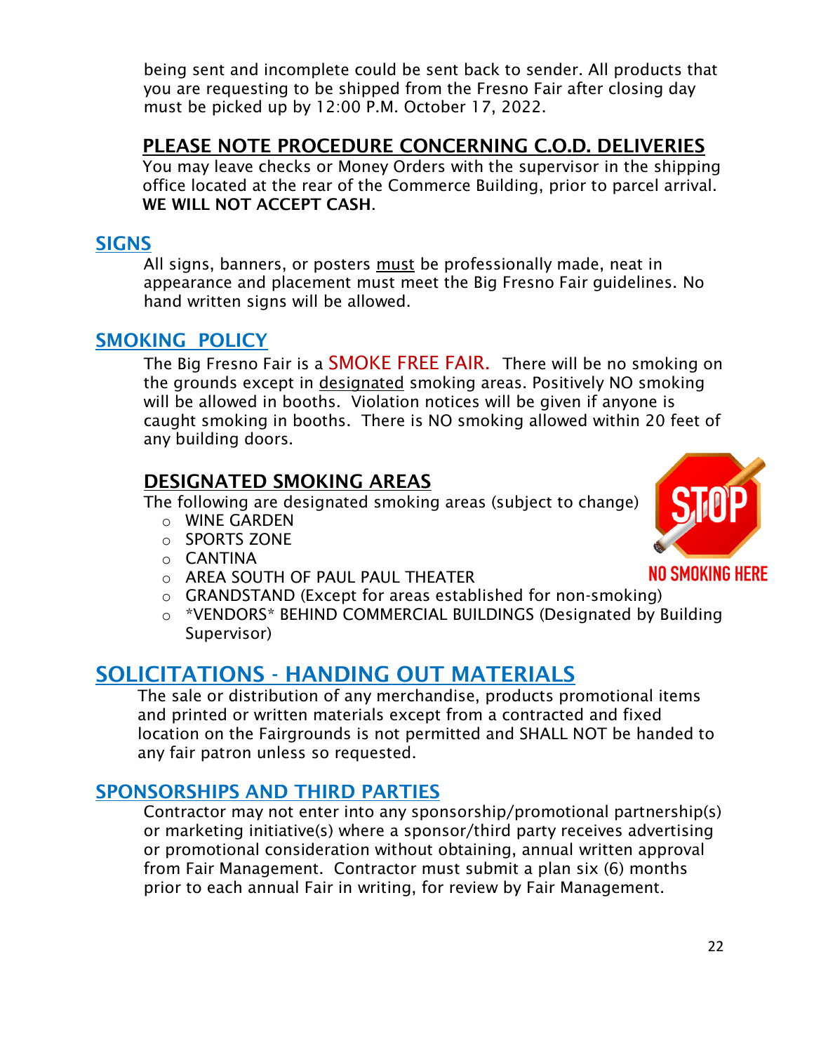being sent and incomplete could be sent back to sender. All products that you are requesting to be shipped from the Fresno Fair after closing day must be picked up by 12:00 P.M. October 17, 2022.

### PLEASE NOTE PROCEDURE CONCERNING C.O.D. DELIVERIES

You may leave checks or Money Orders with the supervisor in the shipping office located at the rear of the Commerce Building, prior to parcel arrival. **WE WILL NOT ACCEPT CASH**.

## SIGNS

All signs, banners, or posters must be professionally made, neat in appearance and placement must meet the Big Fresno Fair guidelines. No hand written signs will be allowed.

## SMOKING POLICY

The Big Fresno Fair is a SMOKE FREE FAIR. There will be no smoking on the grounds except in designated smoking areas. Positively NO smoking will be allowed in booths. Violation notices will be given if anyone is caught smoking in booths. There is NO smoking allowed within 20 feet of any building doors.

### DESIGNATED SMOKING AREAS

The following are designated smoking areas (subject to change)

- WINE GARDEN
- SPORTS ZONE
- CANTINA
- AREA SOUTH OF PAUL PAUL THEATER
- GRANDSTAND (Except for areas established for non-smoking)
- *VENDORS* BEHIND COMMERCIAL BUILDINGS (Designated by Building Supervisor)

## SOLICITATIONS - HANDING OUT MATERIALS

The sale or distribution of any merchandise, products promotional items and printed or written materials except from a contracted and fixed location on the Fairgrounds is not permitted and SHALL NOT be handed to any fair patron unless so requested.

## SPONSORSHIPS AND THIRD PARTIES

Contractor may not enter into any sponsorship/promotional partnership(s) or marketing initiative(s) where a sponsor/third party receives advertising or promotional consideration without obtaining, annual written approval from Fair Management. Contractor must submit a plan six (6) months prior to each annual Fair in writing, for review by Fair Management.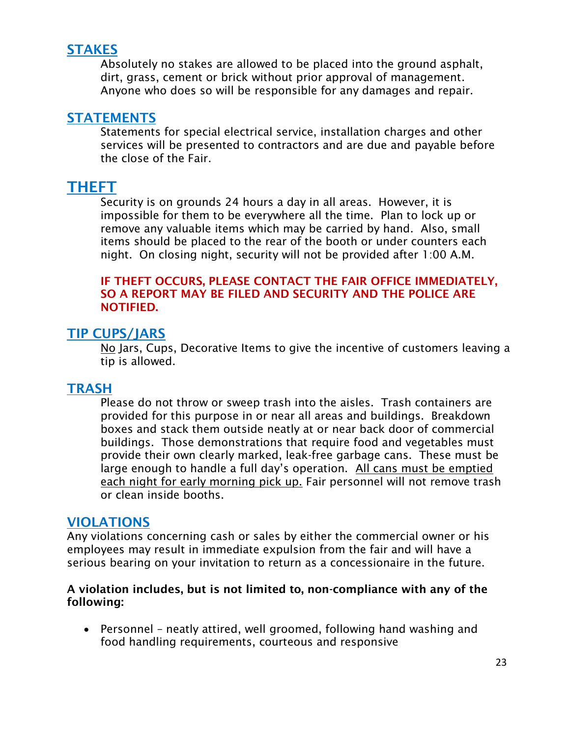## STAKES

Absolutely no stakes are allowed to be placed into the ground asphalt, dirt, grass, cement or brick without prior approval of management. Anyone who does so will be responsible for any damages and repair.

## STATEMENTS

Statements for special electrical service, installation charges and other services will be presented to contractors and are due and payable before the close of the Fair.

## THEFT

Security is on grounds 24 hours a day in all areas. However, it is impossible for them to be everywhere all the time. Plan to lock up or remove any valuable items which may be carried by hand. Also, small items should be placed to the rear of the booth or under counters each night. On closing night, security will not be provided after 1:00 A.M.

**IF THEFT OCCURS, PLEASE CONTACT THE FAIR OFFICE IMMEDIATELY, SO A REPORT MAY BE FILED AND SECURITY AND THE POLICE ARE NOTIFIED.**

## TIP CUPS/JARS

<u>No</u> Jars, Cups, Decorative Items to give the incentive of customers leaving a tip is allowed.

## TRASH

Please do not throw or sweep trash into the aisles. Trash containers are provided for this purpose in or near all areas and buildings. Breakdown boxes and stack them outside neatly at or near back door of commercial buildings. Those demonstrations that require food and vegetables must provide their own clearly marked, leak-free garbage cans. These must be large enough to handle a full day's operation. <u>All cans must be emptied each night for early morning pick up.</u> Fair personnel will not remove trash or clean inside booths.

## VIOLATIONS

Any violations concerning cash or sales by either the commercial owner or his employees may result in immediate expulsion from the fair and will have a serious bearing on your invitation to return as a concessionaire in the future.

**A violation includes, but is not limited to, non-compliance with any of the following:**

- Personnel – neatly attired, well groomed, following hand washing and food handling requirements, courteous and responsive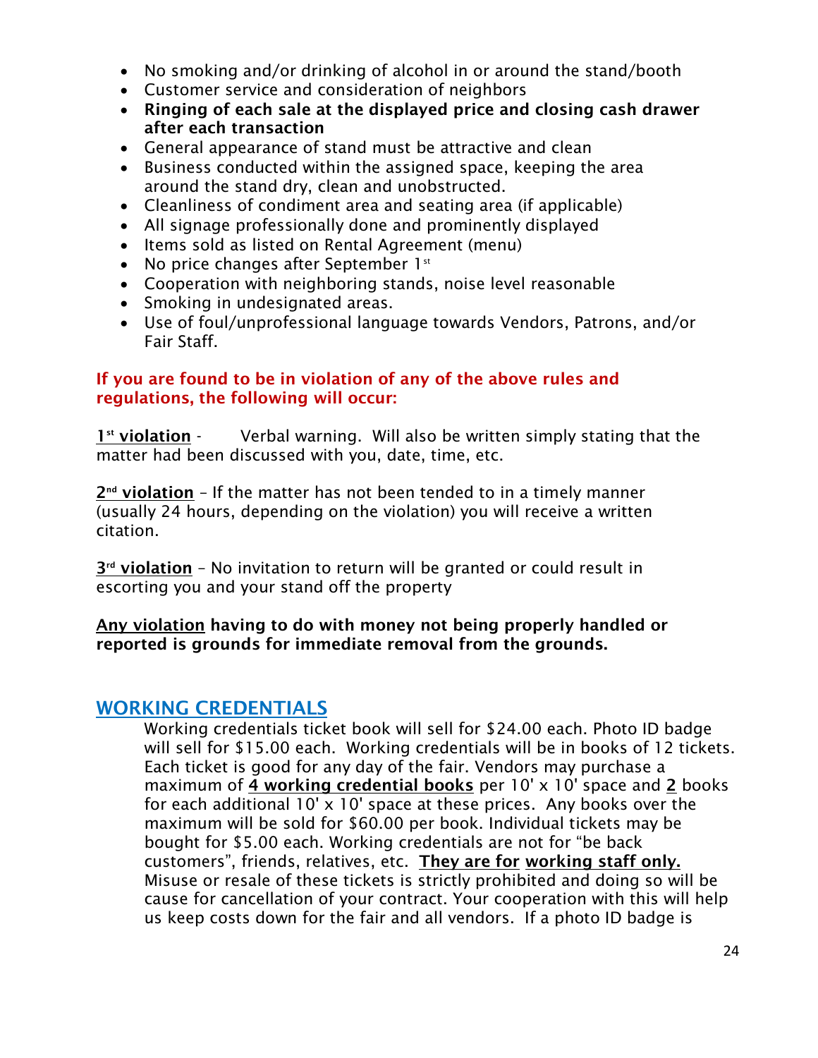- No smoking and/or drinking of alcohol in or around the stand/booth
- Customer service and consideration of neighbors
- **Ringing of each sale at the displayed price and closing cash drawer after each transaction**
- General appearance of stand must be attractive and clean
- Business conducted within the assigned space, keeping the area around the stand dry, clean and unobstructed.
- Cleanliness of condiment area and seating area (if applicable)
- All signage professionally done and prominently displayed
- Items sold as listed on Rental Agreement (menu)
- No price changes after September 1st
- Cooperation with neighboring stands, noise level reasonable
- Smoking in undesignated areas.
- Use of foul/unprofessional language towards Vendors, Patrons, and/or Fair Staff.

**If you are found to be in violation of any of the above rules and regulations, the following will occur:**

**1st violation** - Verbal warning. Will also be written simply stating that the matter had been discussed with you, date, time, etc.

**2nd violation** – If the matter has not been tended to in a timely manner (usually 24 hours, depending on the violation) you will receive a written citation.

**3rd violation** – No invitation to return will be granted or could result in escorting you and your stand off the property

**Any violation having to do with money not being properly handled or reported is grounds for immediate removal from the grounds.**

## WORKING CREDENTIALS

Working credentials ticket book will sell for $24.00 each. Photo ID badge will sell for $15.00 each. Working credentials will be in books of 12 tickets. Each ticket is good for any day of the fair. Vendors may purchase a maximum of **4 working credential books** per 10' x 10' space and **2** books for each additional 10' x 10' space at these prices. Any books over the maximum will be sold for $60.00 per book. Individual tickets may be bought for $5.00 each. Working credentials are not for "be back customers", friends, relatives, etc. **They are for working staff only.** Misuse or resale of these tickets is strictly prohibited and doing so will be cause for cancellation of your contract. Your cooperation with this will help us keep costs down for the fair and all vendors. If a photo ID badge is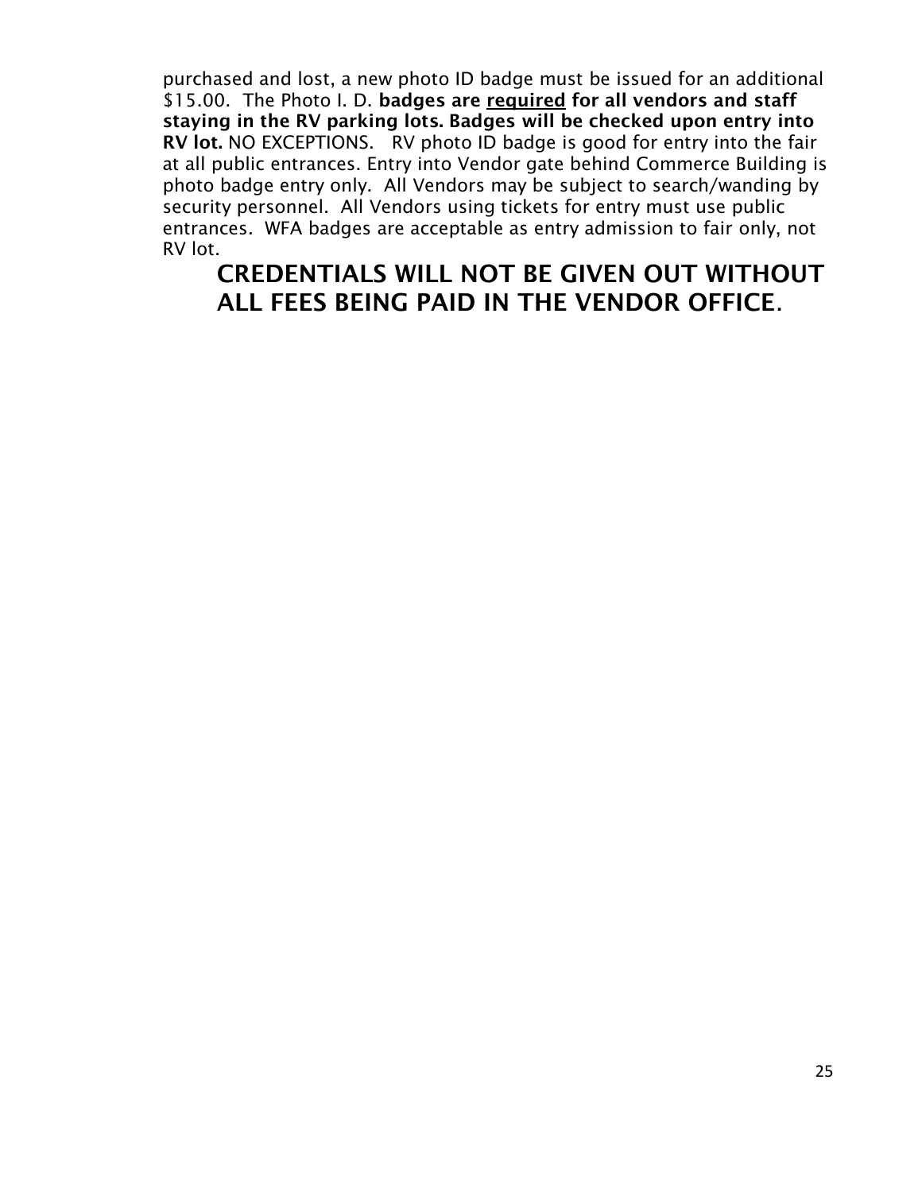purchased and lost, a new photo ID badge must be issued for an additional $15.00. The Photo I. D. **badges are <u>required</u> for all vendors and staff staying in the RV parking lots. Badges will be checked upon entry into RV lot.** NO EXCEPTIONS. RV photo ID badge is good for entry into the fair at all public entrances. Entry into Vendor gate behind Commerce Building is photo badge entry only. All Vendors may be subject to search/wanding by security personnel. All Vendors using tickets for entry must use public entrances. WFA badges are acceptable as entry admission to fair only, not RV lot.

**CREDENTIALS WILL NOT BE GIVEN OUT WITHOUT ALL FEES BEING PAID IN THE VENDOR OFFICE.**